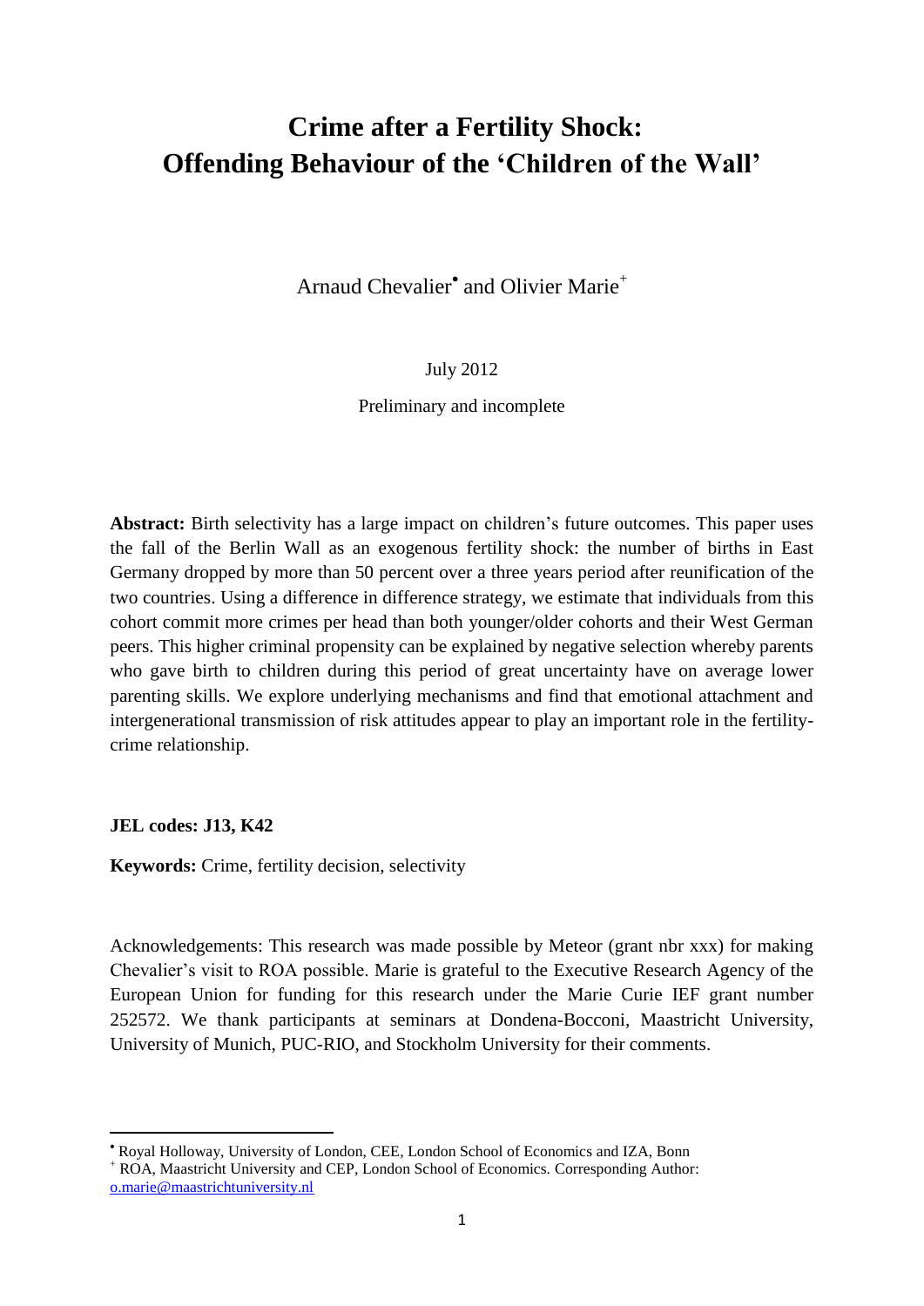# Crime after a Fertility Shock: Offending Behaviour of the 'Children of the Wall'

Arnaud Chevalier[•] and Olivier Marie[+]

July 2012

Preliminary and incomplete

**Abstract:** Birth selectivity has a large impact on children's future outcomes. This paper uses the fall of the Berlin Wall as an exogenous fertility shock: the number of births in East Germany dropped by more than 50 percent over a three years period after reunification of the two countries. Using a difference in difference strategy, we estimate that individuals from this cohort commit more crimes per head than both younger/older cohorts and their West German peers. This higher criminal propensity can be explained by negative selection whereby parents who gave birth to children during this period of great uncertainty have on average lower parenting skills. We explore underlying mechanisms and find that emotional attachment and intergenerational transmission of risk attitudes appear to play an important role in the fertility-crime relationship.

**JEL codes: J13, K42**

**Keywords:** Crime, fertility decision, selectivity

Acknowledgements: This research was made possible by Meteor (grant nbr xxx) for making Chevalier's visit to ROA possible. Marie is grateful to the Executive Research Agency of the European Union for funding for this research under the Marie Curie IEF grant number 252572. We thank participants at seminars at Dondena-Bocconi, Maastricht University, University of Munich, PUC-RIO, and Stockholm University for their comments.

---

[•] Royal Holloway, University of London, CEE, London School of Economics and IZA, Bonn

[+] ROA, Maastricht University and CEP, London School of Economics. Corresponding Author: o.marie@maastrichtuniversity.nl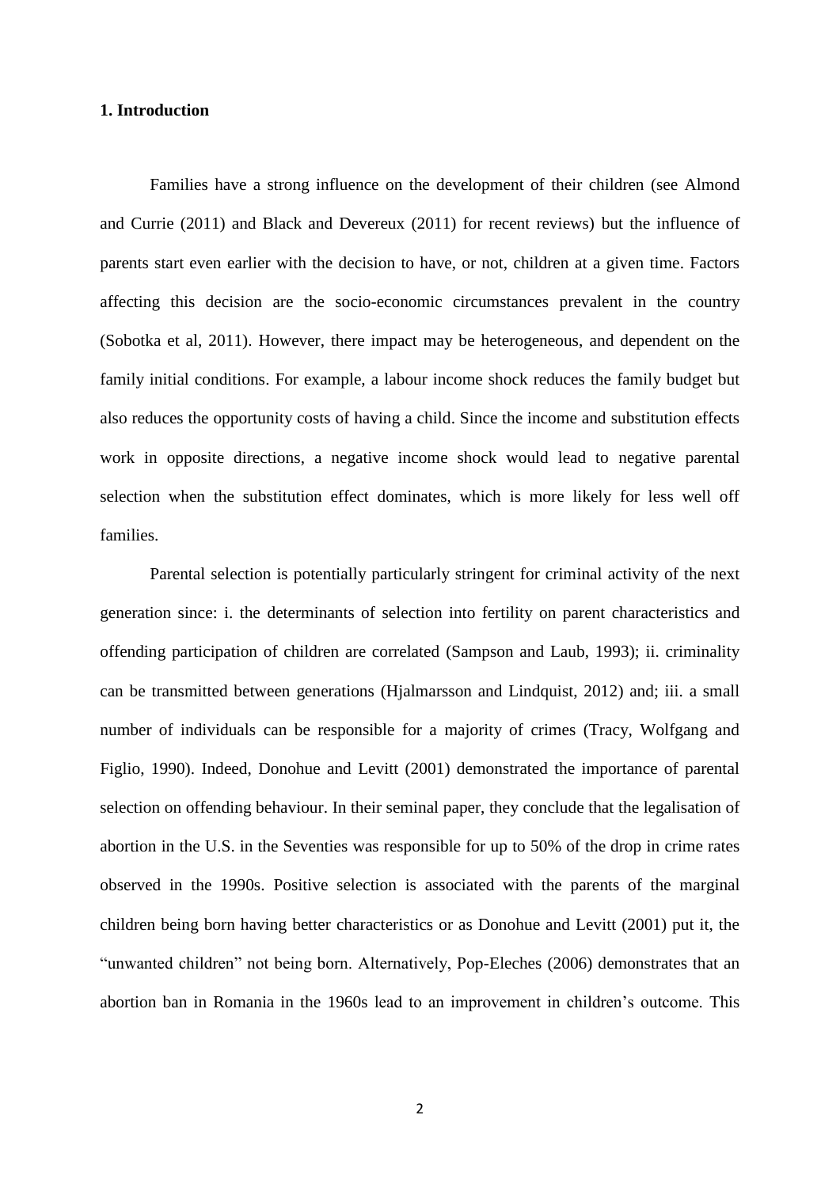## 1. Introduction

Families have a strong influence on the development of their children (see Almond and Currie (2011) and Black and Devereux (2011) for recent reviews) but the influence of parents start even earlier with the decision to have, or not, children at a given time. Factors affecting this decision are the socio-economic circumstances prevalent in the country (Sobotka et al, 2011). However, there impact may be heterogeneous, and dependent on the family initial conditions. For example, a labour income shock reduces the family budget but also reduces the opportunity costs of having a child. Since the income and substitution effects work in opposite directions, a negative income shock would lead to negative parental selection when the substitution effect dominates, which is more likely for less well off families.

Parental selection is potentially particularly stringent for criminal activity of the next generation since: i. the determinants of selection into fertility on parent characteristics and offending participation of children are correlated (Sampson and Laub, 1993); ii. criminality can be transmitted between generations (Hjalmarsson and Lindquist, 2012) and; iii. a small number of individuals can be responsible for a majority of crimes (Tracy, Wolfgang and Figlio, 1990). Indeed, Donohue and Levitt (2001) demonstrated the importance of parental selection on offending behaviour. In their seminal paper, they conclude that the legalisation of abortion in the U.S. in the Seventies was responsible for up to 50% of the drop in crime rates observed in the 1990s. Positive selection is associated with the parents of the marginal children being born having better characteristics or as Donohue and Levitt (2001) put it, the "unwanted children" not being born. Alternatively, Pop-Eleches (2006) demonstrates that an abortion ban in Romania in the 1960s lead to an improvement in children's outcome. This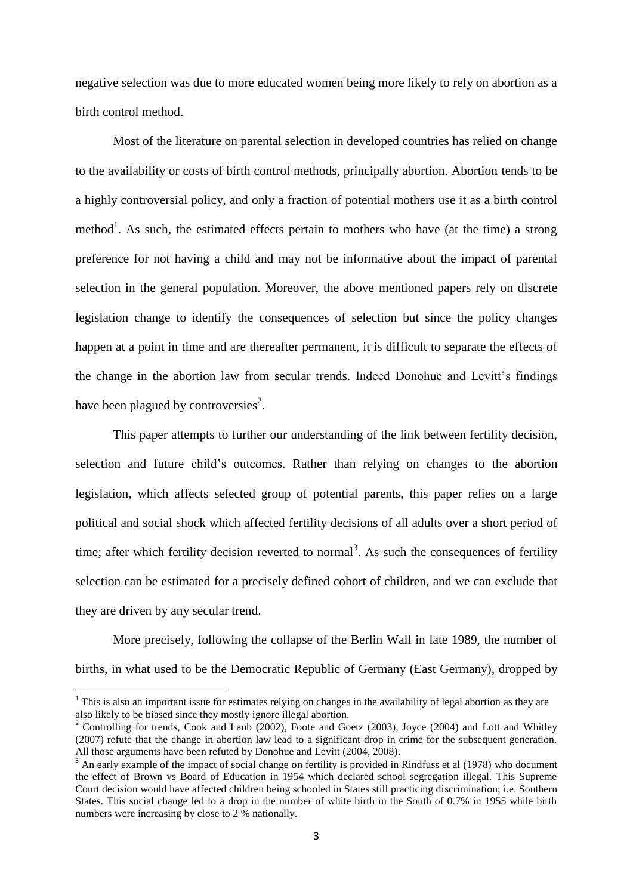negative selection was due to more educated women being more likely to rely on abortion as a birth control method.

Most of the literature on parental selection in developed countries has relied on change to the availability or costs of birth control methods, principally abortion. Abortion tends to be a highly controversial policy, and only a fraction of potential mothers use it as a birth control method[1]. As such, the estimated effects pertain to mothers who have (at the time) a strong preference for not having a child and may not be informative about the impact of parental selection in the general population. Moreover, the above mentioned papers rely on discrete legislation change to identify the consequences of selection but since the policy changes happen at a point in time and are thereafter permanent, it is difficult to separate the effects of the change in the abortion law from secular trends. Indeed Donohue and Levitt's findings have been plagued by controversies[2].

This paper attempts to further our understanding of the link between fertility decision, selection and future child's outcomes. Rather than relying on changes to the abortion legislation, which affects selected group of potential parents, this paper relies on a large political and social shock which affected fertility decisions of all adults over a short period of time; after which fertility decision reverted to normal[3]. As such the consequences of fertility selection can be estimated for a precisely defined cohort of children, and we can exclude that they are driven by any secular trend.

More precisely, following the collapse of the Berlin Wall in late 1989, the number of births, in what used to be the Democratic Republic of Germany (East Germany), dropped by

[1] This is also an important issue for estimates relying on changes in the availability of legal abortion as they are also likely to be biased since they mostly ignore illegal abortion.

[2] Controlling for trends, Cook and Laub (2002), Foote and Goetz (2003), Joyce (2004) and Lott and Whitley (2007) refute that the change in abortion law lead to a significant drop in crime for the subsequent generation. All those arguments have been refuted by Donohue and Levitt (2004, 2008).

[3] An early example of the impact of social change on fertility is provided in Rindfuss et al (1978) who document the effect of Brown vs Board of Education in 1954 which declared school segregation illegal. This Supreme Court decision would have affected children being schooled in States still practicing discrimination; i.e. Southern States. This social change led to a drop in the number of white birth in the South of 0.7% in 1955 while birth numbers were increasing by close to 2 % nationally.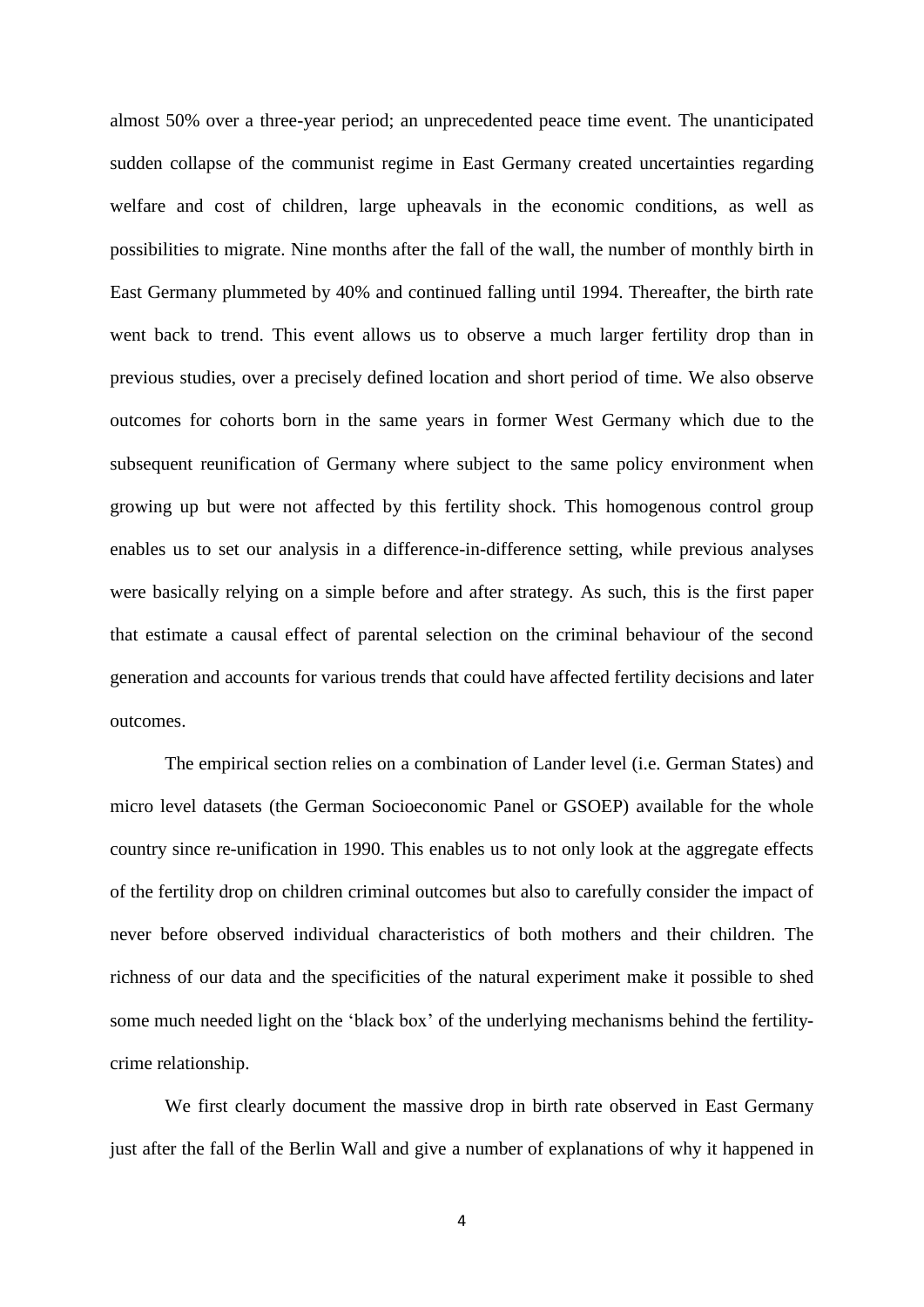almost 50% over a three-year period; an unprecedented peace time event. The unanticipated sudden collapse of the communist regime in East Germany created uncertainties regarding welfare and cost of children, large upheavals in the economic conditions, as well as possibilities to migrate. Nine months after the fall of the wall, the number of monthly birth in East Germany plummeted by 40% and continued falling until 1994. Thereafter, the birth rate went back to trend. This event allows us to observe a much larger fertility drop than in previous studies, over a precisely defined location and short period of time. We also observe outcomes for cohorts born in the same years in former West Germany which due to the subsequent reunification of Germany where subject to the same policy environment when growing up but were not affected by this fertility shock. This homogenous control group enables us to set our analysis in a difference-in-difference setting, while previous analyses were basically relying on a simple before and after strategy. As such, this is the first paper that estimate a causal effect of parental selection on the criminal behaviour of the second generation and accounts for various trends that could have affected fertility decisions and later outcomes.

The empirical section relies on a combination of Lander level (i.e. German States) and micro level datasets (the German Socioeconomic Panel or GSOEP) available for the whole country since re-unification in 1990. This enables us to not only look at the aggregate effects of the fertility drop on children criminal outcomes but also to carefully consider the impact of never before observed individual characteristics of both mothers and their children. The richness of our data and the specificities of the natural experiment make it possible to shed some much needed light on the 'black box' of the underlying mechanisms behind the fertility-crime relationship.

We first clearly document the massive drop in birth rate observed in East Germany just after the fall of the Berlin Wall and give a number of explanations of why it happened in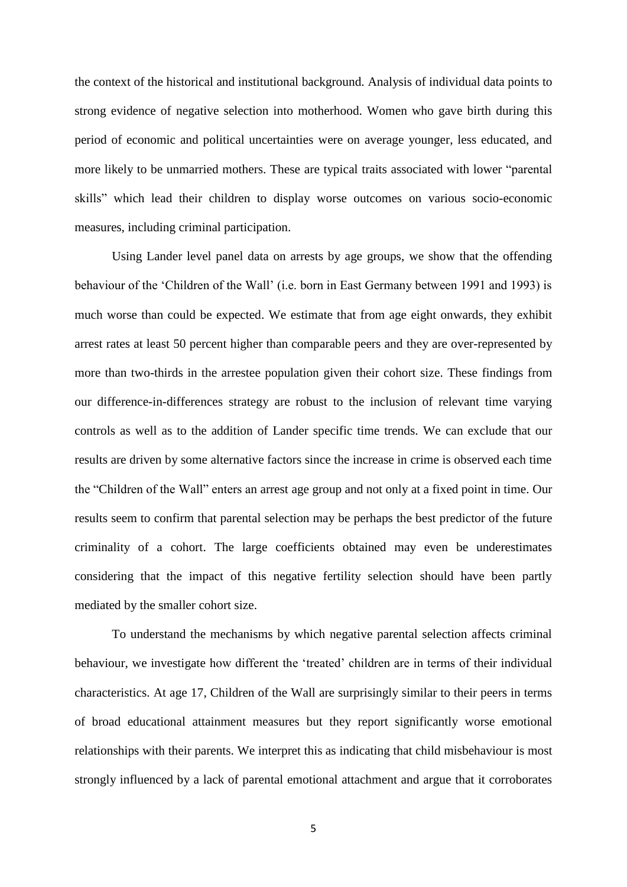the context of the historical and institutional background. Analysis of individual data points to strong evidence of negative selection into motherhood. Women who gave birth during this period of economic and political uncertainties were on average younger, less educated, and more likely to be unmarried mothers. These are typical traits associated with lower "parental skills" which lead their children to display worse outcomes on various socio-economic measures, including criminal participation.

Using Lander level panel data on arrests by age groups, we show that the offending behaviour of the 'Children of the Wall' (i.e. born in East Germany between 1991 and 1993) is much worse than could be expected. We estimate that from age eight onwards, they exhibit arrest rates at least 50 percent higher than comparable peers and they are over-represented by more than two-thirds in the arrestee population given their cohort size. These findings from our difference-in-differences strategy are robust to the inclusion of relevant time varying controls as well as to the addition of Lander specific time trends. We can exclude that our results are driven by some alternative factors since the increase in crime is observed each time the "Children of the Wall" enters an arrest age group and not only at a fixed point in time. Our results seem to confirm that parental selection may be perhaps the best predictor of the future criminality of a cohort. The large coefficients obtained may even be underestimates considering that the impact of this negative fertility selection should have been partly mediated by the smaller cohort size.

To understand the mechanisms by which negative parental selection affects criminal behaviour, we investigate how different the 'treated' children are in terms of their individual characteristics. At age 17, Children of the Wall are surprisingly similar to their peers in terms of broad educational attainment measures but they report significantly worse emotional relationships with their parents. We interpret this as indicating that child misbehaviour is most strongly influenced by a lack of parental emotional attachment and argue that it corroborates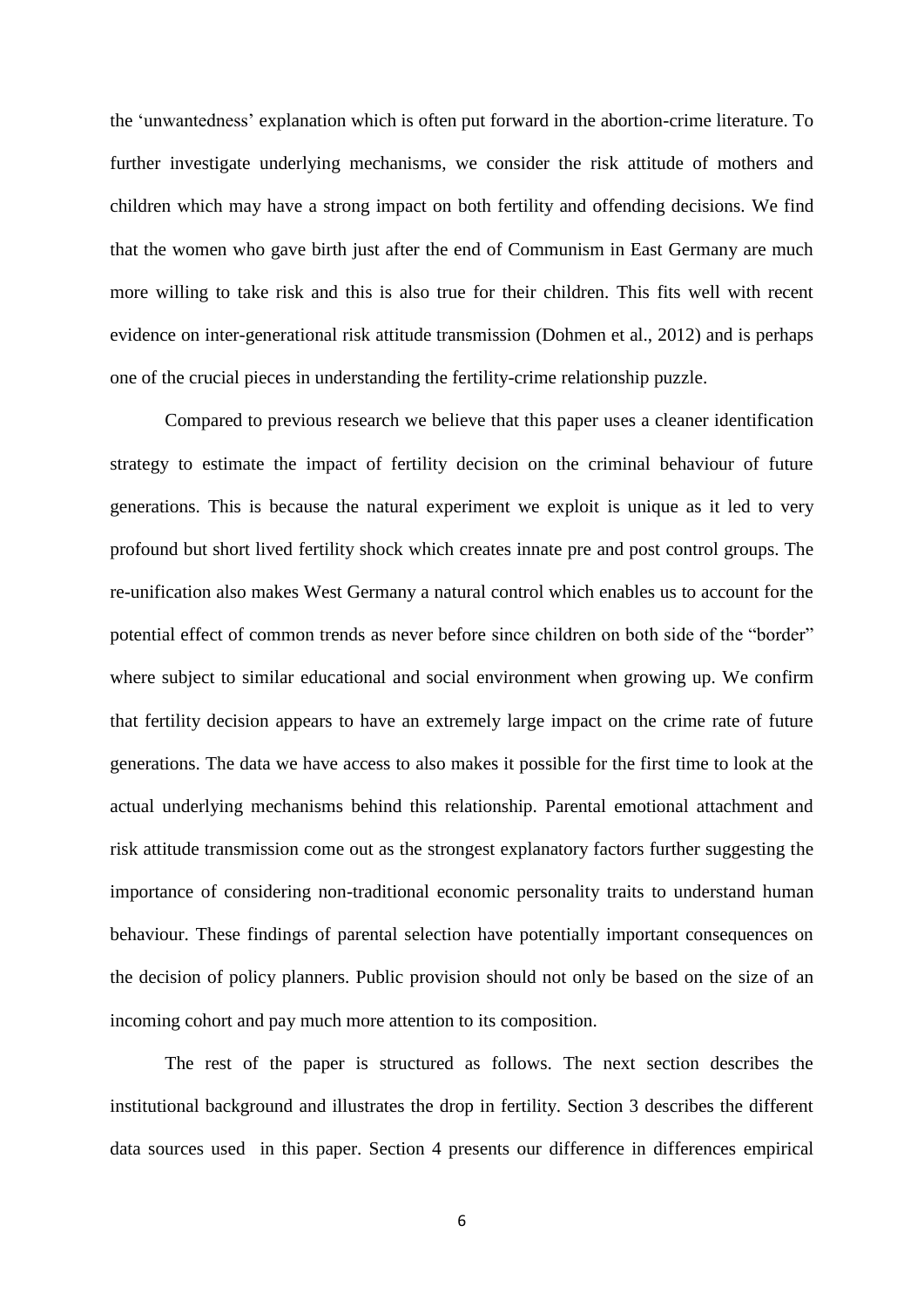the 'unwantedness' explanation which is often put forward in the abortion-crime literature. To further investigate underlying mechanisms, we consider the risk attitude of mothers and children which may have a strong impact on both fertility and offending decisions. We find that the women who gave birth just after the end of Communism in East Germany are much more willing to take risk and this is also true for their children. This fits well with recent evidence on inter-generational risk attitude transmission (Dohmen et al., 2012) and is perhaps one of the crucial pieces in understanding the fertility-crime relationship puzzle.

Compared to previous research we believe that this paper uses a cleaner identification strategy to estimate the impact of fertility decision on the criminal behaviour of future generations. This is because the natural experiment we exploit is unique as it led to very profound but short lived fertility shock which creates innate pre and post control groups. The re-unification also makes West Germany a natural control which enables us to account for the potential effect of common trends as never before since children on both side of the "border" where subject to similar educational and social environment when growing up. We confirm that fertility decision appears to have an extremely large impact on the crime rate of future generations. The data we have access to also makes it possible for the first time to look at the actual underlying mechanisms behind this relationship. Parental emotional attachment and risk attitude transmission come out as the strongest explanatory factors further suggesting the importance of considering non-traditional economic personality traits to understand human behaviour. These findings of parental selection have potentially important consequences on the decision of policy planners. Public provision should not only be based on the size of an incoming cohort and pay much more attention to its composition.

The rest of the paper is structured as follows. The next section describes the institutional background and illustrates the drop in fertility. Section 3 describes the different data sources used in this paper. Section 4 presents our difference in differences empirical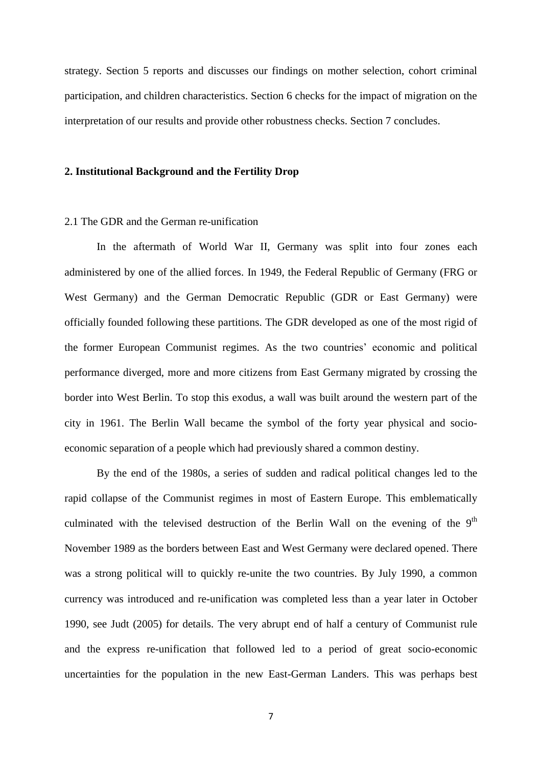strategy. Section 5 reports and discusses our findings on mother selection, cohort criminal participation, and children characteristics. Section 6 checks for the impact of migration on the interpretation of our results and provide other robustness checks. Section 7 concludes.

## 2. Institutional Background and the Fertility Drop

### 2.1 The GDR and the German re-unification

In the aftermath of World War II, Germany was split into four zones each administered by one of the allied forces. In 1949, the Federal Republic of Germany (FRG or West Germany) and the German Democratic Republic (GDR or East Germany) were officially founded following these partitions. The GDR developed as one of the most rigid of the former European Communist regimes. As the two countries' economic and political performance diverged, more and more citizens from East Germany migrated by crossing the border into West Berlin. To stop this exodus, a wall was built around the western part of the city in 1961. The Berlin Wall became the symbol of the forty year physical and socio-economic separation of a people which had previously shared a common destiny.

By the end of the 1980s, a series of sudden and radical political changes led to the rapid collapse of the Communist regimes in most of Eastern Europe. This emblematically culminated with the televised destruction of the Berlin Wall on the evening of the 9th November 1989 as the borders between East and West Germany were declared opened. There was a strong political will to quickly re-unite the two countries. By July 1990, a common currency was introduced and re-unification was completed less than a year later in October 1990, see Judt (2005) for details. The very abrupt end of half a century of Communist rule and the express re-unification that followed led to a period of great socio-economic uncertainties for the population in the new East-German Landers. This was perhaps best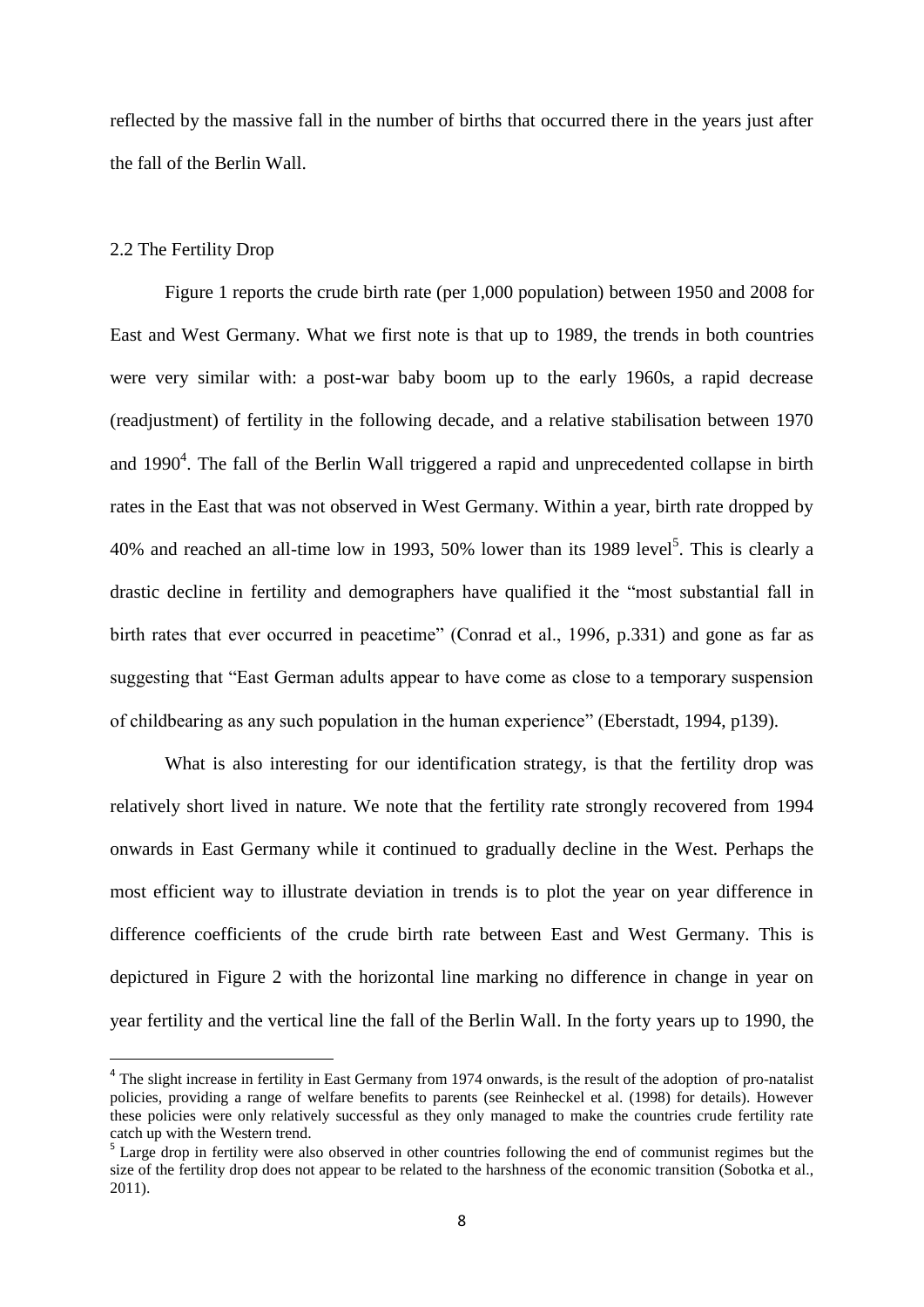reflected by the massive fall in the number of births that occurred there in the years just after the fall of the Berlin Wall.

### 2.2 The Fertility Drop

Figure 1 reports the crude birth rate (per 1,000 population) between 1950 and 2008 for East and West Germany. What we first note is that up to 1989, the trends in both countries were very similar with: a post-war baby boom up to the early 1960s, a rapid decrease (readjustment) of fertility in the following decade, and a relative stabilisation between 1970 and 1990[4]. The fall of the Berlin Wall triggered a rapid and unprecedented collapse in birth rates in the East that was not observed in West Germany. Within a year, birth rate dropped by 40% and reached an all-time low in 1993, 50% lower than its 1989 level[5]. This is clearly a drastic decline in fertility and demographers have qualified it the "most substantial fall in birth rates that ever occurred in peacetime" (Conrad et al., 1996, p.331) and gone as far as suggesting that "East German adults appear to have come as close to a temporary suspension of childbearing as any such population in the human experience" (Eberstadt, 1994, p139).

What is also interesting for our identification strategy, is that the fertility drop was relatively short lived in nature. We note that the fertility rate strongly recovered from 1994 onwards in East Germany while it continued to gradually decline in the West. Perhaps the most efficient way to illustrate deviation in trends is to plot the year on year difference in difference coefficients of the crude birth rate between East and West Germany. This is depictured in Figure 2 with the horizontal line marking no difference in change in year on year fertility and the vertical line the fall of the Berlin Wall. In the forty years up to 1990, the

[4] The slight increase in fertility in East Germany from 1974 onwards, is the result of the adoption of pro-natalist policies, providing a range of welfare benefits to parents (see Reinheckel et al. (1998) for details). However these policies were only relatively successful as they only managed to make the countries crude fertility rate catch up with the Western trend.

[5] Large drop in fertility were also observed in other countries following the end of communist regimes but the size of the fertility drop does not appear to be related to the harshness of the economic transition (Sobotka et al., 2011).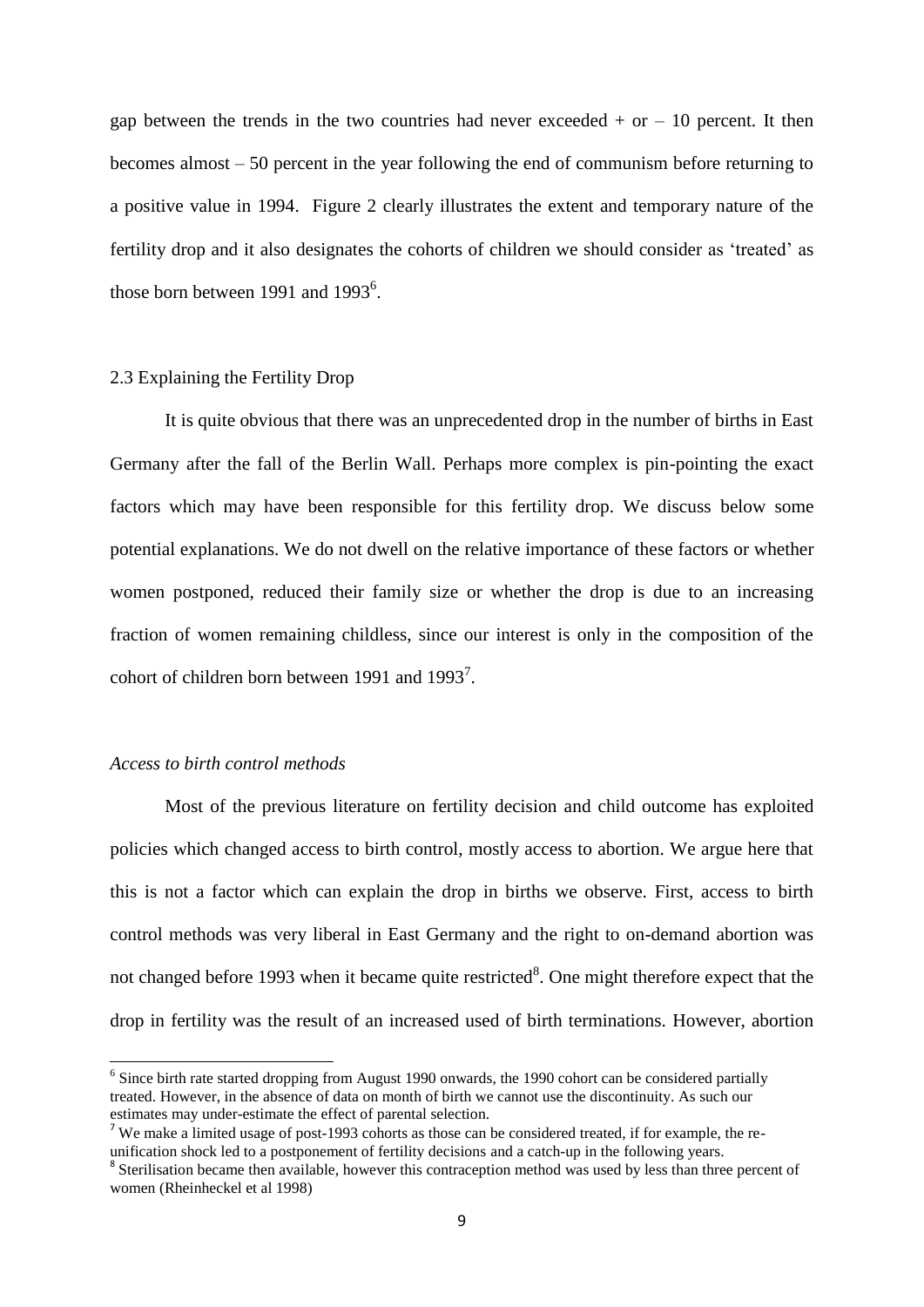gap between the trends in the two countries had never exceeded + or – 10 percent. It then becomes almost – 50 percent in the year following the end of communism before returning to a positive value in 1994. Figure 2 clearly illustrates the extent and temporary nature of the fertility drop and it also designates the cohorts of children we should consider as 'treated' as those born between 1991 and 1993[6].

### 2.3 Explaining the Fertility Drop

It is quite obvious that there was an unprecedented drop in the number of births in East Germany after the fall of the Berlin Wall. Perhaps more complex is pin-pointing the exact factors which may have been responsible for this fertility drop. We discuss below some potential explanations. We do not dwell on the relative importance of these factors or whether women postponed, reduced their family size or whether the drop is due to an increasing fraction of women remaining childless, since our interest is only in the composition of the cohort of children born between 1991 and 1993[7].

*Access to birth control methods*

Most of the previous literature on fertility decision and child outcome has exploited policies which changed access to birth control, mostly access to abortion. We argue here that this is not a factor which can explain the drop in births we observe. First, access to birth control methods was very liberal in East Germany and the right to on-demand abortion was not changed before 1993 when it became quite restricted[8]. One might therefore expect that the drop in fertility was the result of an increased used of birth terminations. However, abortion

---

[6] Since birth rate started dropping from August 1990 onwards, the 1990 cohort can be considered partially treated. However, in the absence of data on month of birth we cannot use the discontinuity. As such our estimates may under-estimate the effect of parental selection.

[7] We make a limited usage of post-1993 cohorts as those can be considered treated, if for example, the re-unification shock led to a postponement of fertility decisions and a catch-up in the following years.

[8] Sterilisation became then available, however this contraception method was used by less than three percent of women (Rheinheckel et al 1998)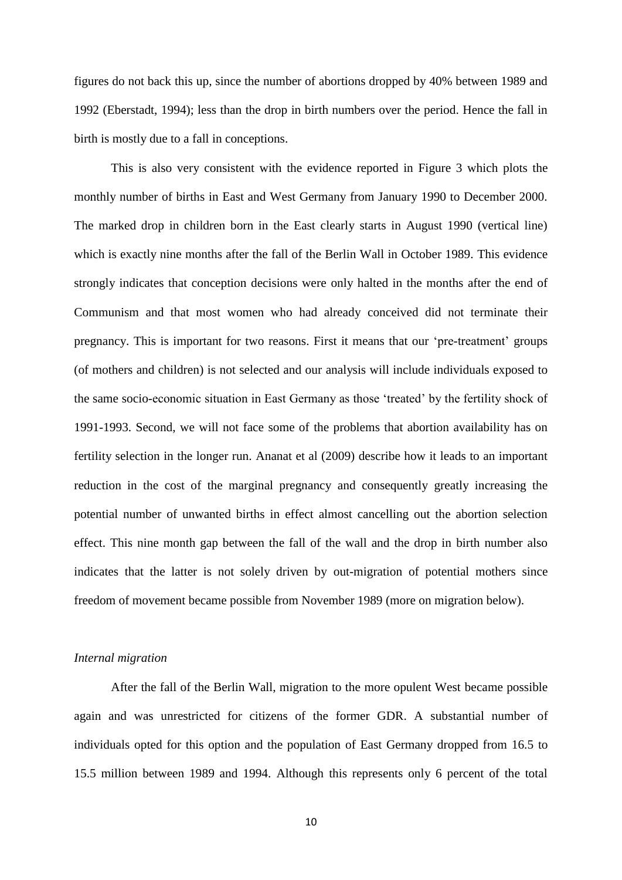figures do not back this up, since the number of abortions dropped by 40% between 1989 and 1992 (Eberstadt, 1994); less than the drop in birth numbers over the period. Hence the fall in birth is mostly due to a fall in conceptions.

This is also very consistent with the evidence reported in Figure 3 which plots the monthly number of births in East and West Germany from January 1990 to December 2000. The marked drop in children born in the East clearly starts in August 1990 (vertical line) which is exactly nine months after the fall of the Berlin Wall in October 1989. This evidence strongly indicates that conception decisions were only halted in the months after the end of Communism and that most women who had already conceived did not terminate their pregnancy. This is important for two reasons. First it means that our 'pre-treatment' groups (of mothers and children) is not selected and our analysis will include individuals exposed to the same socio-economic situation in East Germany as those 'treated' by the fertility shock of 1991-1993. Second, we will not face some of the problems that abortion availability has on fertility selection in the longer run. Ananat et al (2009) describe how it leads to an important reduction in the cost of the marginal pregnancy and consequently greatly increasing the potential number of unwanted births in effect almost cancelling out the abortion selection effect. This nine month gap between the fall of the wall and the drop in birth number also indicates that the latter is not solely driven by out-migration of potential mothers since freedom of movement became possible from November 1989 (more on migration below).

*Internal migration*

After the fall of the Berlin Wall, migration to the more opulent West became possible again and was unrestricted for citizens of the former GDR. A substantial number of individuals opted for this option and the population of East Germany dropped from 16.5 to 15.5 million between 1989 and 1994. Although this represents only 6 percent of the total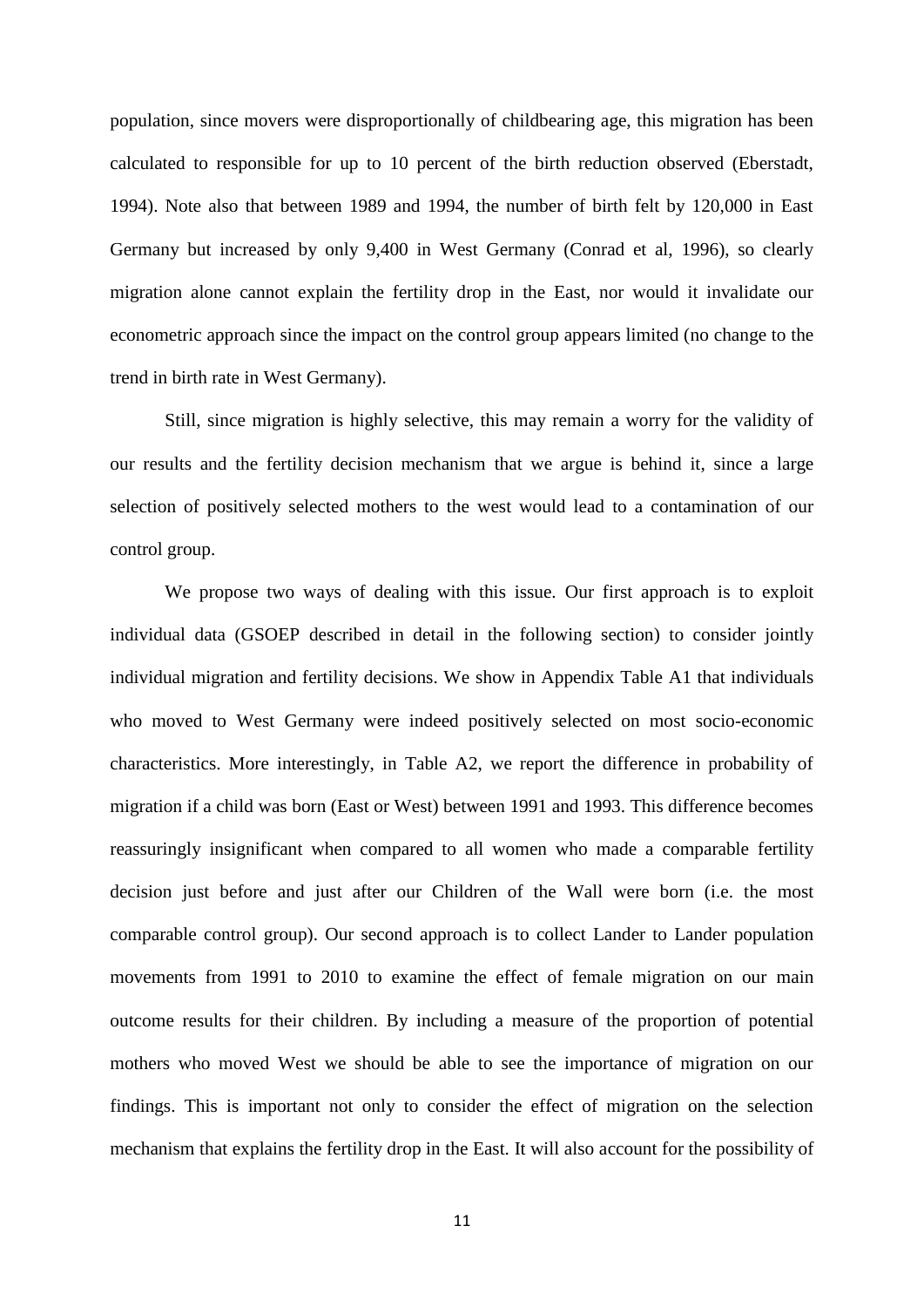population, since movers were disproportionally of childbearing age, this migration has been calculated to responsible for up to 10 percent of the birth reduction observed (Eberstadt, 1994). Note also that between 1989 and 1994, the number of birth felt by 120,000 in East Germany but increased by only 9,400 in West Germany (Conrad et al, 1996), so clearly migration alone cannot explain the fertility drop in the East, nor would it invalidate our econometric approach since the impact on the control group appears limited (no change to the trend in birth rate in West Germany).

Still, since migration is highly selective, this may remain a worry for the validity of our results and the fertility decision mechanism that we argue is behind it, since a large selection of positively selected mothers to the west would lead to a contamination of our control group.

We propose two ways of dealing with this issue. Our first approach is to exploit individual data (GSOEP described in detail in the following section) to consider jointly individual migration and fertility decisions. We show in Appendix Table A1 that individuals who moved to West Germany were indeed positively selected on most socio-economic characteristics. More interestingly, in Table A2, we report the difference in probability of migration if a child was born (East or West) between 1991 and 1993. This difference becomes reassuringly insignificant when compared to all women who made a comparable fertility decision just before and just after our Children of the Wall were born (i.e. the most comparable control group). Our second approach is to collect Lander to Lander population movements from 1991 to 2010 to examine the effect of female migration on our main outcome results for their children. By including a measure of the proportion of potential mothers who moved West we should be able to see the importance of migration on our findings. This is important not only to consider the effect of migration on the selection mechanism that explains the fertility drop in the East. It will also account for the possibility of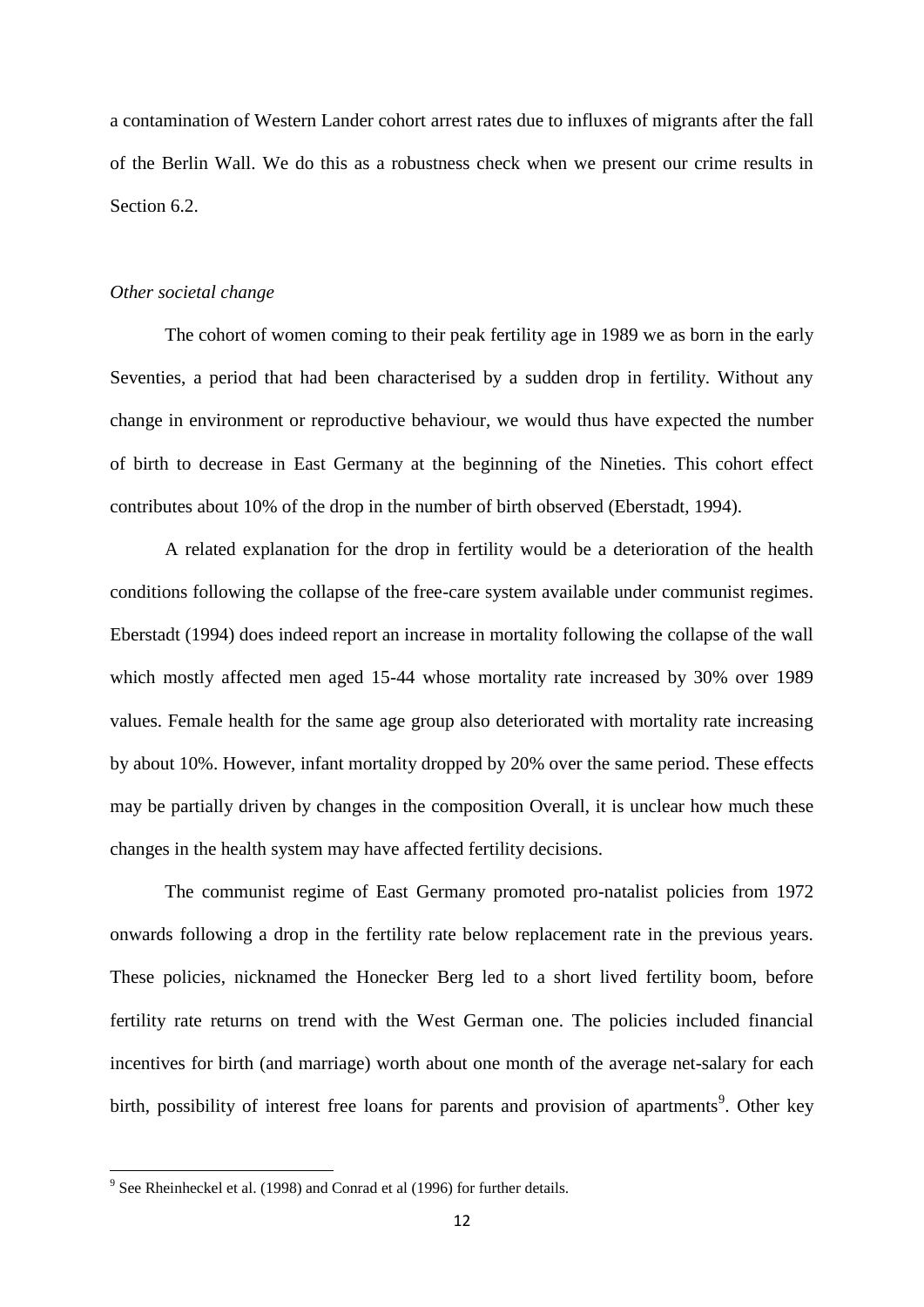a contamination of Western Lander cohort arrest rates due to influxes of migrants after the fall of the Berlin Wall. We do this as a robustness check when we present our crime results in Section 6.2.

*Other societal change*

The cohort of women coming to their peak fertility age in 1989 we as born in the early Seventies, a period that had been characterised by a sudden drop in fertility. Without any change in environment or reproductive behaviour, we would thus have expected the number of birth to decrease in East Germany at the beginning of the Nineties. This cohort effect contributes about 10% of the drop in the number of birth observed (Eberstadt, 1994).

A related explanation for the drop in fertility would be a deterioration of the health conditions following the collapse of the free-care system available under communist regimes. Eberstadt (1994) does indeed report an increase in mortality following the collapse of the wall which mostly affected men aged 15-44 whose mortality rate increased by 30% over 1989 values. Female health for the same age group also deteriorated with mortality rate increasing by about 10%. However, infant mortality dropped by 20% over the same period. These effects may be partially driven by changes in the composition Overall, it is unclear how much these changes in the health system may have affected fertility decisions.

The communist regime of East Germany promoted pro-natalist policies from 1972 onwards following a drop in the fertility rate below replacement rate in the previous years. These policies, nicknamed the Honecker Berg led to a short lived fertility boom, before fertility rate returns on trend with the West German one. The policies included financial incentives for birth (and marriage) worth about one month of the average net-salary for each birth, possibility of interest free loans for parents and provision of apartments[9]. Other key

[9] See Rheinheckel et al. (1998) and Conrad et al (1996) for further details.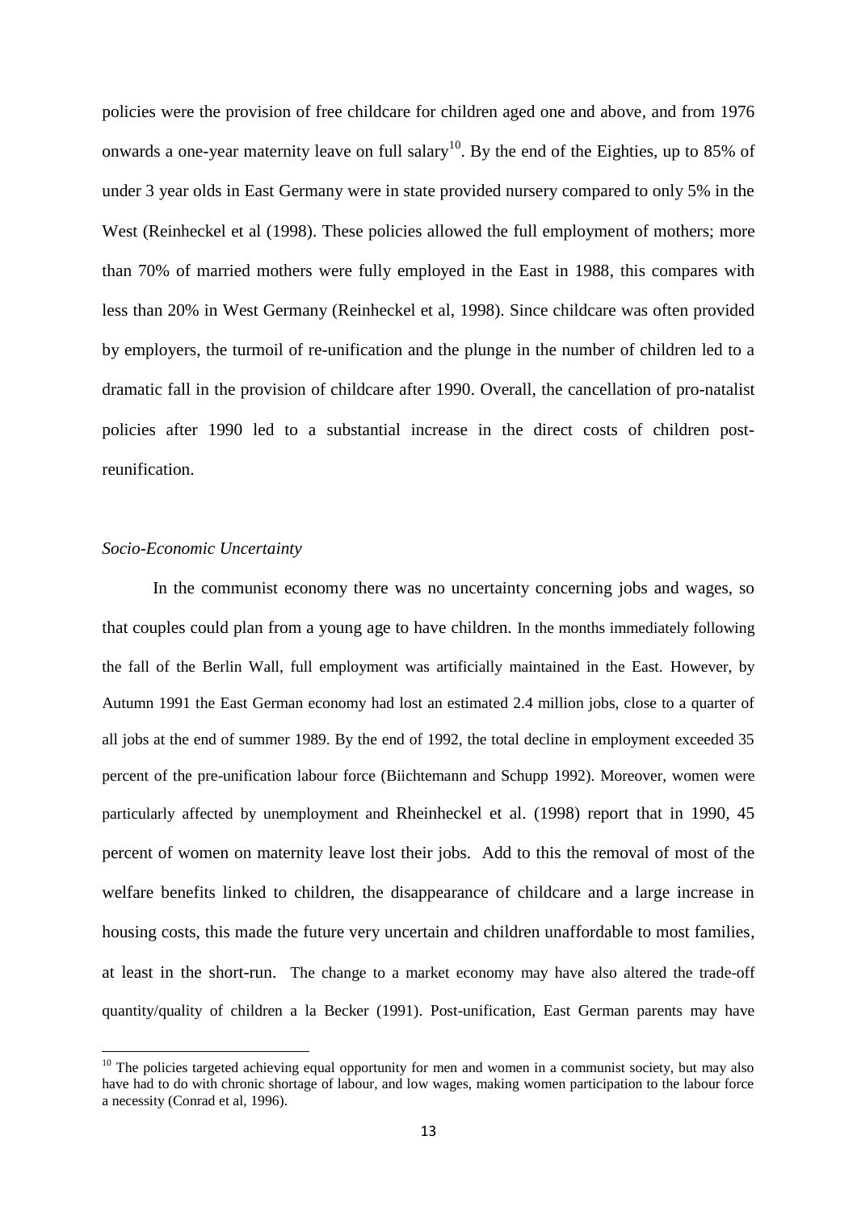policies were the provision of free childcare for children aged one and above, and from 1976 onwards a one-year maternity leave on full salary[10]. By the end of the Eighties, up to 85% of under 3 year olds in East Germany were in state provided nursery compared to only 5% in the West (Reinheckel et al (1998). These policies allowed the full employment of mothers; more than 70% of married mothers were fully employed in the East in 1988, this compares with less than 20% in West Germany (Reinheckel et al, 1998). Since childcare was often provided by employers, the turmoil of re-unification and the plunge in the number of children led to a dramatic fall in the provision of childcare after 1990. Overall, the cancellation of pro-natalist policies after 1990 led to a substantial increase in the direct costs of children post-reunification.

*Socio-Economic Uncertainty*

In the communist economy there was no uncertainty concerning jobs and wages, so that couples could plan from a young age to have children. In the months immediately following the fall of the Berlin Wall, full employment was artificially maintained in the East. However, by Autumn 1991 the East German economy had lost an estimated 2.4 million jobs, close to a quarter of all jobs at the end of summer 1989. By the end of 1992, the total decline in employment exceeded 35 percent of the pre-unification labour force (Biichtemann and Schupp 1992). Moreover, women were particularly affected by unemployment and Rheinheckel et al. (1998) report that in 1990, 45 percent of women on maternity leave lost their jobs. Add to this the removal of most of the welfare benefits linked to children, the disappearance of childcare and a large increase in housing costs, this made the future very uncertain and children unaffordable to most families, at least in the short-run. The change to a market economy may have also altered the trade-off quantity/quality of children a la Becker (1991). Post-unification, East German parents may have

[10] The policies targeted achieving equal opportunity for men and women in a communist society, but may also have had to do with chronic shortage of labour, and low wages, making women participation to the labour force a necessity (Conrad et al, 1996).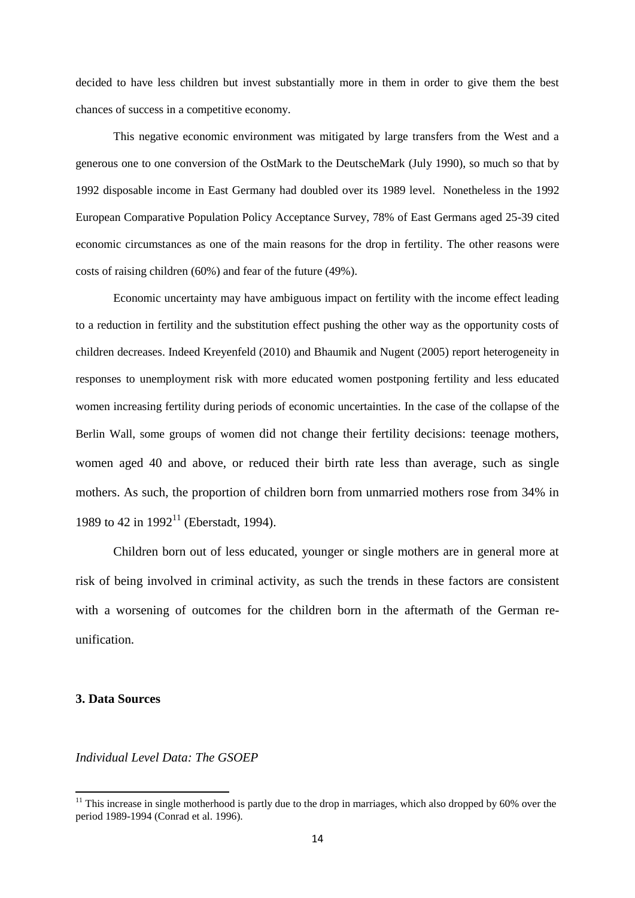decided to have less children but invest substantially more in them in order to give them the best chances of success in a competitive economy.

This negative economic environment was mitigated by large transfers from the West and a generous one to one conversion of the OstMark to the DeutscheMark (July 1990), so much so that by 1992 disposable income in East Germany had doubled over its 1989 level. Nonetheless in the 1992 European Comparative Population Policy Acceptance Survey, 78% of East Germans aged 25-39 cited economic circumstances as one of the main reasons for the drop in fertility. The other reasons were costs of raising children (60%) and fear of the future (49%).

Economic uncertainty may have ambiguous impact on fertility with the income effect leading to a reduction in fertility and the substitution effect pushing the other way as the opportunity costs of children decreases. Indeed Kreyenfeld (2010) and Bhaumik and Nugent (2005) report heterogeneity in responses to unemployment risk with more educated women postponing fertility and less educated women increasing fertility during periods of economic uncertainties. In the case of the collapse of the Berlin Wall, some groups of women did not change their fertility decisions: teenage mothers, women aged 40 and above, or reduced their birth rate less than average, such as single mothers. As such, the proportion of children born from unmarried mothers rose from 34% in 1989 to 42 in 1992[11] (Eberstadt, 1994).

Children born out of less educated, younger or single mothers are in general more at risk of being involved in criminal activity, as such the trends in these factors are consistent with a worsening of outcomes for the children born in the aftermath of the German re-unification.

## 3. Data Sources

*Individual Level Data: The GSOEP*

[11] This increase in single motherhood is partly due to the drop in marriages, which also dropped by 60% over the period 1989-1994 (Conrad et al. 1996).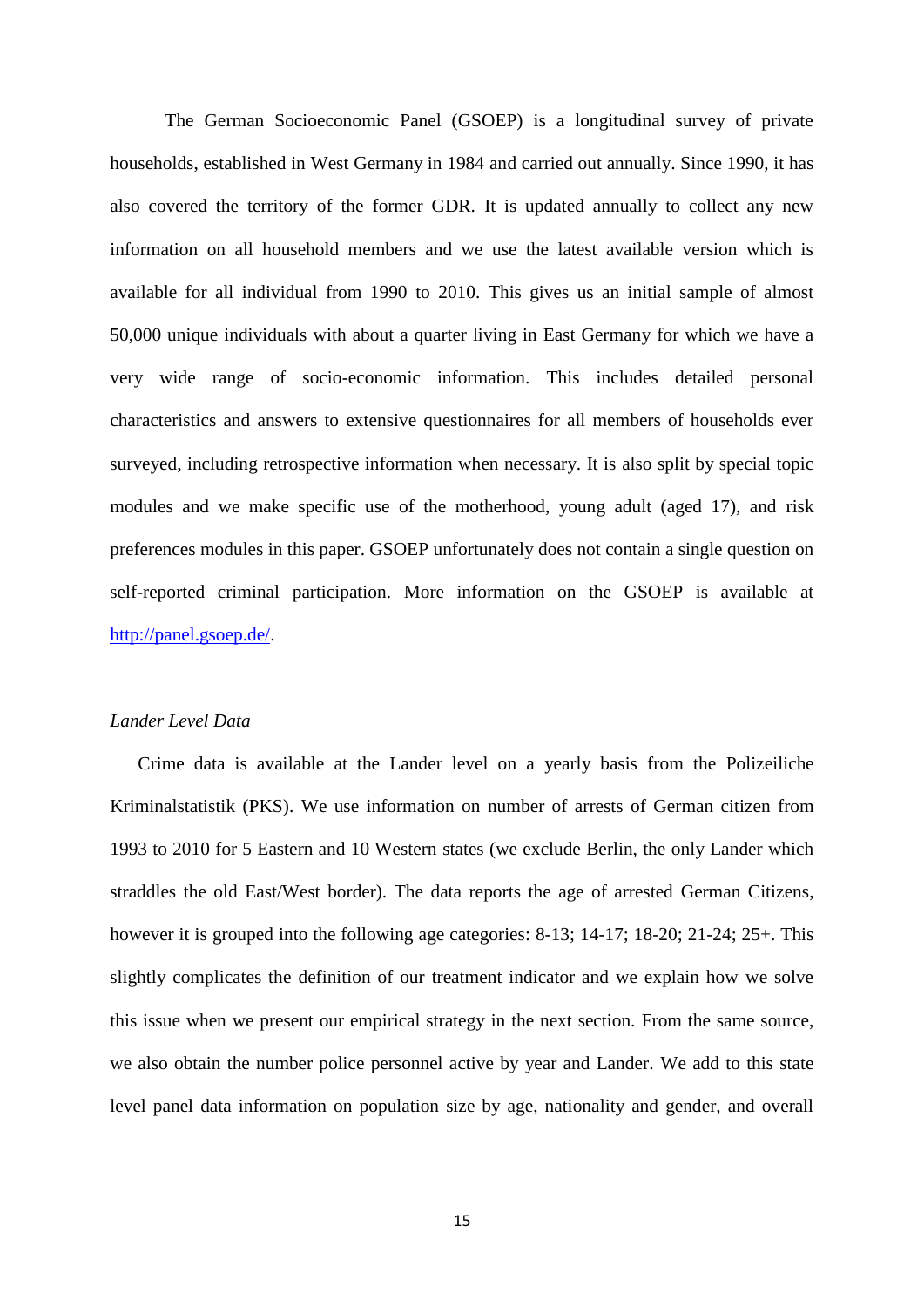The German Socioeconomic Panel (GSOEP) is a longitudinal survey of private households, established in West Germany in 1984 and carried out annually. Since 1990, it has also covered the territory of the former GDR. It is updated annually to collect any new information on all household members and we use the latest available version which is available for all individual from 1990 to 2010. This gives us an initial sample of almost 50,000 unique individuals with about a quarter living in East Germany for which we have a very wide range of socio-economic information. This includes detailed personal characteristics and answers to extensive questionnaires for all members of households ever surveyed, including retrospective information when necessary. It is also split by special topic modules and we make specific use of the motherhood, young adult (aged 17), and risk preferences modules in this paper. GSOEP unfortunately does not contain a single question on self-reported criminal participation. More information on the GSOEP is available at http://panel.gsoep.de/.

*Lander Level Data*

Crime data is available at the Lander level on a yearly basis from the Polizeiliche Kriminalstatistik (PKS). We use information on number of arrests of German citizen from 1993 to 2010 for 5 Eastern and 10 Western states (we exclude Berlin, the only Lander which straddles the old East/West border). The data reports the age of arrested German Citizens, however it is grouped into the following age categories: 8-13; 14-17; 18-20; 21-24; 25+. This slightly complicates the definition of our treatment indicator and we explain how we solve this issue when we present our empirical strategy in the next section. From the same source, we also obtain the number police personnel active by year and Lander. We add to this state level panel data information on population size by age, nationality and gender, and overall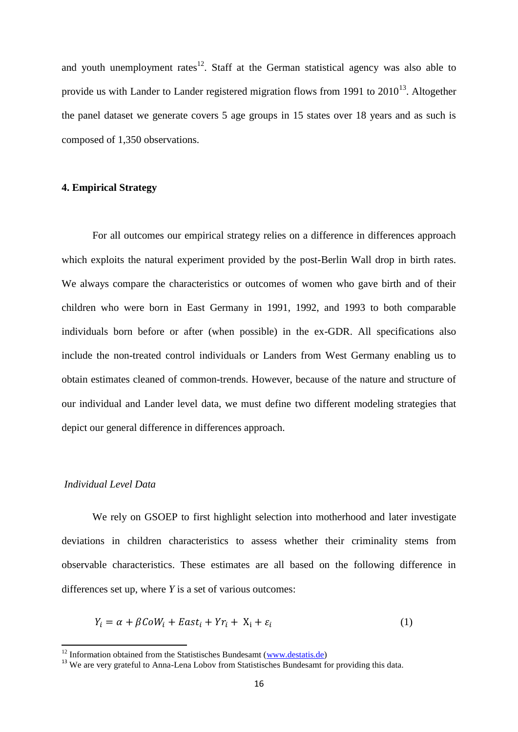and youth unemployment rates[12]. Staff at the German statistical agency was also able to provide us with Lander to Lander registered migration flows from 1991 to 2010[13]. Altogether the panel dataset we generate covers 5 age groups in 15 states over 18 years and as such is composed of 1,350 observations.

## 4. Empirical Strategy

For all outcomes our empirical strategy relies on a difference in differences approach which exploits the natural experiment provided by the post-Berlin Wall drop in birth rates. We always compare the characteristics or outcomes of women who gave birth and of their children who were born in East Germany in 1991, 1992, and 1993 to both comparable individuals born before or after (when possible) in the ex-GDR. All specifications also include the non-treated control individuals or Landers from West Germany enabling us to obtain estimates cleaned of common-trends. However, because of the nature and structure of our individual and Lander level data, we must define two different modeling strategies that depict our general difference in differences approach.

### *Individual Level Data*

We rely on GSOEP to first highlight selection into motherhood and later investigate deviations in children characteristics to assess whether their criminality stems from observable characteristics. These estimates are all based on the following difference in differences set up, where *Y* is a set of various outcomes:

$$Y_i = \alpha + \beta CoW_i + East_i + Yr_i + \mathrm{X_i} + \varepsilon_i \qquad (1)$$

[12] Information obtained from the Statistisches Bundesamt (www.destatis.de)

[13] We are very grateful to Anna-Lena Lobov from Statistisches Bundesamt for providing this data.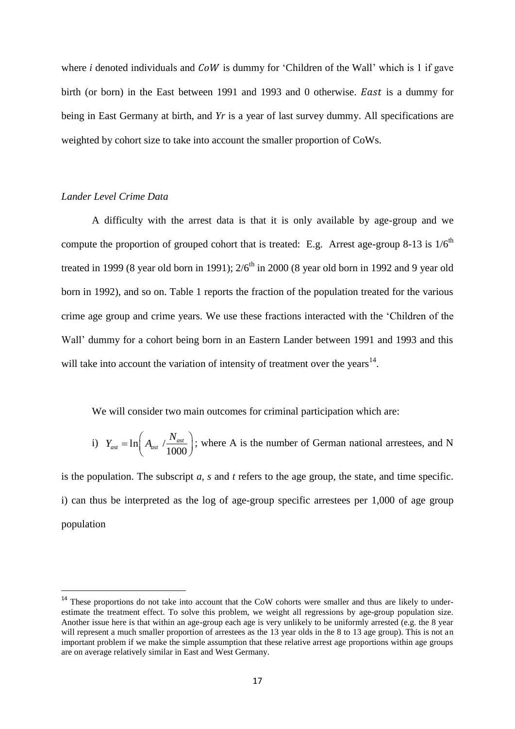where *i* denoted individuals and $CoW$ is dummy for 'Children of the Wall' which is 1 if gave birth (or born) in the East between 1991 and 1993 and 0 otherwise. $East$ is a dummy for being in East Germany at birth, and *Yr* is a year of last survey dummy. All specifications are weighted by cohort size to take into account the smaller proportion of CoWs.

*Lander Level Crime Data*

A difficulty with the arrest data is that it is only available by age-group and we compute the proportion of grouped cohort that is treated: E.g. Arrest age-group 8-13 is $1/6^{th}$ treated in 1999 (8 year old born in 1991); $2/6^{th}$ in 2000 (8 year old born in 1992 and 9 year old born in 1992), and so on. Table 1 reports the fraction of the population treated for the various crime age group and crime years. We use these fractions interacted with the 'Children of the Wall' dummy for a cohort being born in an Eastern Lander between 1991 and 1993 and this will take into account the variation of intensity of treatment over the years[14].

We will consider two main outcomes for criminal participation which are:

i) $Y_{ast} = \ln\left( A_{ast} / \frac{N_{ast}}{1000} \right)$; where A is the number of German national arrestees, and N is the population. The subscript *a, s* and *t* refers to the age group, the state, and time specific. i) can thus be interpreted as the log of age-group specific arrestees per 1,000 of age group population

[14] These proportions do not take into account that the CoW cohorts were smaller and thus are likely to under-estimate the treatment effect. To solve this problem, we weight all regressions by age-group population size. Another issue here is that within an age-group each age is very unlikely to be uniformly arrested (e.g. the 8 year will represent a much smaller proportion of arrestees as the 13 year olds in the 8 to 13 age group). This is not an important problem if we make the simple assumption that these relative arrest age proportions within age groups are on average relatively similar in East and West Germany.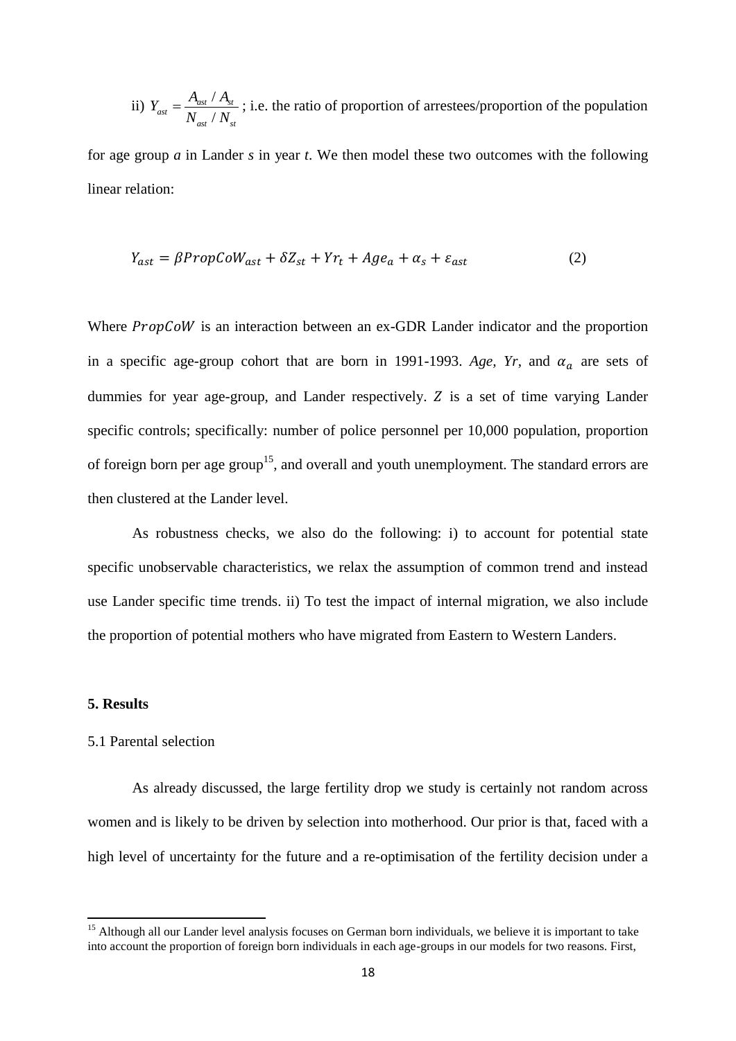ii) $Y_{ast} = \frac{A_{ast} / A_{st}}{N_{ast} / N_{st}}$ ; i.e. the ratio of proportion of arrestees/proportion of the population for age group *a* in Lander *s* in year *t*. We then model these two outcomes with the following linear relation:

$$Y_{ast} = \beta PropCoW_{ast} + \delta Z_{st} + Yr_t + Age_a + \alpha_s + \varepsilon_{ast} \tag{2}$$

Where $PropCoW$ is an interaction between an ex-GDR Lander indicator and the proportion in a specific age-group cohort that are born in 1991-1993. *Age*, *Yr*, and $\alpha_a$ are sets of dummies for year age-group, and Lander respectively. $Z$ is a set of time varying Lander specific controls; specifically: number of police personnel per 10,000 population, proportion of foreign born per age group[15], and overall and youth unemployment. The standard errors are then clustered at the Lander level.

As robustness checks, we also do the following: i) to account for potential state specific unobservable characteristics, we relax the assumption of common trend and instead use Lander specific time trends. ii) To test the impact of internal migration, we also include the proportion of potential mothers who have migrated from Eastern to Western Landers.

## 5. Results

### 5.1 Parental selection

As already discussed, the large fertility drop we study is certainly not random across women and is likely to be driven by selection into motherhood. Our prior is that, faced with a high level of uncertainty for the future and a re-optimisation of the fertility decision under a

[15] Although all our Lander level analysis focuses on German born individuals, we believe it is important to take into account the proportion of foreign born individuals in each age-groups in our models for two reasons. First,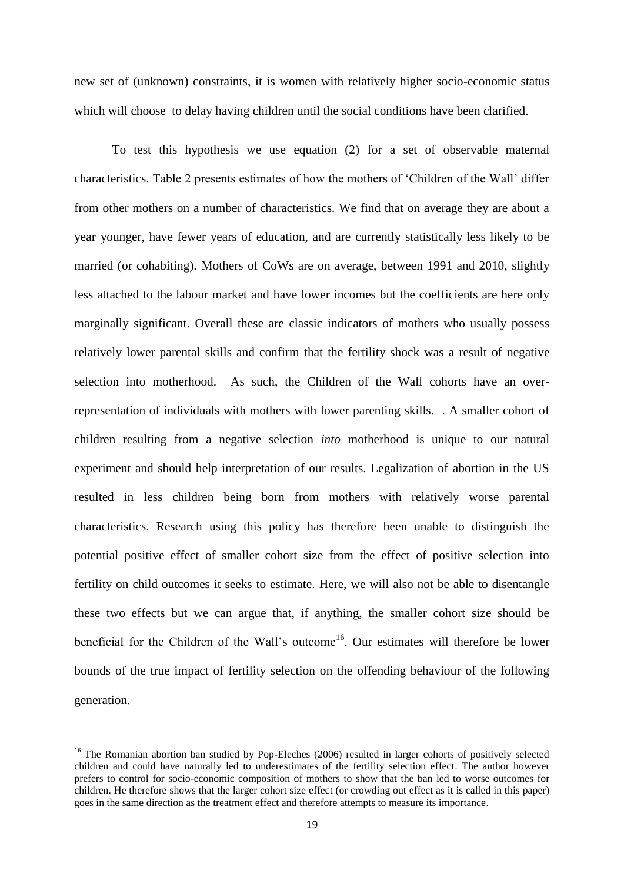new set of (unknown) constraints, it is women with relatively higher socio-economic status which will choose to delay having children until the social conditions have been clarified.

To test this hypothesis we use equation (2) for a set of observable maternal characteristics. Table 2 presents estimates of how the mothers of 'Children of the Wall' differ from other mothers on a number of characteristics. We find that on average they are about a year younger, have fewer years of education, and are currently statistically less likely to be married (or cohabiting). Mothers of CoWs are on average, between 1991 and 2010, slightly less attached to the labour market and have lower incomes but the coefficients are here only marginally significant. Overall these are classic indicators of mothers who usually possess relatively lower parental skills and confirm that the fertility shock was a result of negative selection into motherhood. As such, the Children of the Wall cohorts have an over-representation of individuals with mothers with lower parenting skills. . A smaller cohort of children resulting from a negative selection *into* motherhood is unique to our natural experiment and should help interpretation of our results. Legalization of abortion in the US resulted in less children being born from mothers with relatively worse parental characteristics. Research using this policy has therefore been unable to distinguish the potential positive effect of smaller cohort size from the effect of positive selection into fertility on child outcomes it seeks to estimate. Here, we will also not be able to disentangle these two effects but we can argue that, if anything, the smaller cohort size should be beneficial for the Children of the Wall's outcome[16]. Our estimates will therefore be lower bounds of the true impact of fertility selection on the offending behaviour of the following generation.

[16] The Romanian abortion ban studied by Pop-Eleches (2006) resulted in larger cohorts of positively selected children and could have naturally led to underestimates of the fertility selection effect. The author however prefers to control for socio-economic composition of mothers to show that the ban led to worse outcomes for children. He therefore shows that the larger cohort size effect (or crowding out effect as it is called in this paper) goes in the same direction as the treatment effect and therefore attempts to measure its importance.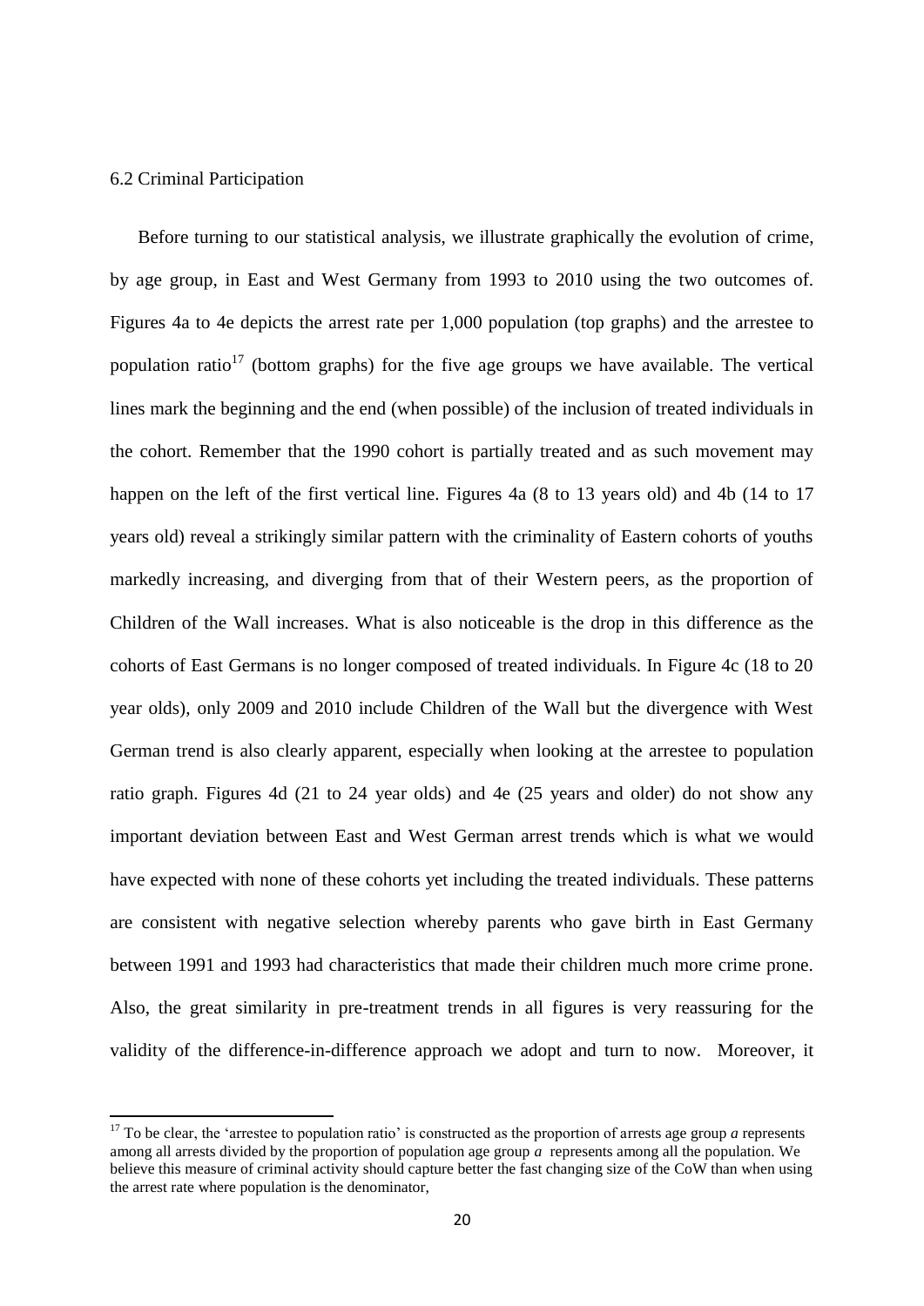6.2 Criminal Participation

Before turning to our statistical analysis, we illustrate graphically the evolution of crime, by age group, in East and West Germany from 1993 to 2010 using the two outcomes of. Figures 4a to 4e depicts the arrest rate per 1,000 population (top graphs) and the arrestee to population ratio[17] (bottom graphs) for the five age groups we have available. The vertical lines mark the beginning and the end (when possible) of the inclusion of treated individuals in the cohort. Remember that the 1990 cohort is partially treated and as such movement may happen on the left of the first vertical line. Figures 4a (8 to 13 years old) and 4b (14 to 17 years old) reveal a strikingly similar pattern with the criminality of Eastern cohorts of youths markedly increasing, and diverging from that of their Western peers, as the proportion of Children of the Wall increases. What is also noticeable is the drop in this difference as the cohorts of East Germans is no longer composed of treated individuals. In Figure 4c (18 to 20 year olds), only 2009 and 2010 include Children of the Wall but the divergence with West German trend is also clearly apparent, especially when looking at the arrestee to population ratio graph. Figures 4d (21 to 24 year olds) and 4e (25 years and older) do not show any important deviation between East and West German arrest trends which is what we would have expected with none of these cohorts yet including the treated individuals. These patterns are consistent with negative selection whereby parents who gave birth in East Germany between 1991 and 1993 had characteristics that made their children much more crime prone. Also, the great similarity in pre-treatment trends in all figures is very reassuring for the validity of the difference-in-difference approach we adopt and turn to now. Moreover, it

[17] To be clear, the 'arrestee to population ratio' is constructed as the proportion of arrests age group *a* represents among all arrests divided by the proportion of population age group *a* represents among all the population. We believe this measure of criminal activity should capture better the fast changing size of the CoW than when using the arrest rate where population is the denominator,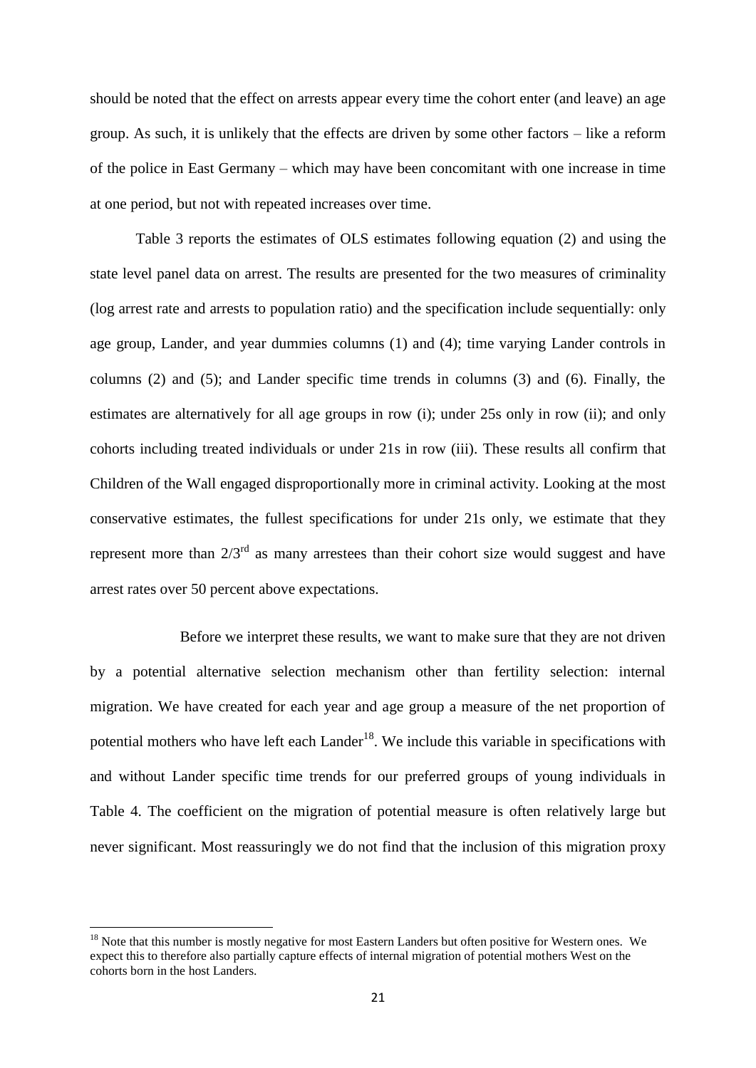should be noted that the effect on arrests appear every time the cohort enter (and leave) an age group. As such, it is unlikely that the effects are driven by some other factors – like a reform of the police in East Germany – which may have been concomitant with one increase in time at one period, but not with repeated increases over time.

Table 3 reports the estimates of OLS estimates following equation (2) and using the state level panel data on arrest. The results are presented for the two measures of criminality (log arrest rate and arrests to population ratio) and the specification include sequentially: only age group, Lander, and year dummies columns (1) and (4); time varying Lander controls in columns (2) and (5); and Lander specific time trends in columns (3) and (6). Finally, the estimates are alternatively for all age groups in row (i); under 25s only in row (ii); and only cohorts including treated individuals or under 21s in row (iii). These results all confirm that Children of the Wall engaged disproportionally more in criminal activity. Looking at the most conservative estimates, the fullest specifications for under 21s only, we estimate that they represent more than 2/3[rd] as many arrestees than their cohort size would suggest and have arrest rates over 50 percent above expectations.

Before we interpret these results, we want to make sure that they are not driven by a potential alternative selection mechanism other than fertility selection: internal migration. We have created for each year and age group a measure of the net proportion of potential mothers who have left each Lander[18]. We include this variable in specifications with and without Lander specific time trends for our preferred groups of young individuals in Table 4. The coefficient on the migration of potential measure is often relatively large but never significant. Most reassuringly we do not find that the inclusion of this migration proxy

[18] Note that this number is mostly negative for most Eastern Landers but often positive for Western ones. We expect this to therefore also partially capture effects of internal migration of potential mothers West on the cohorts born in the host Landers.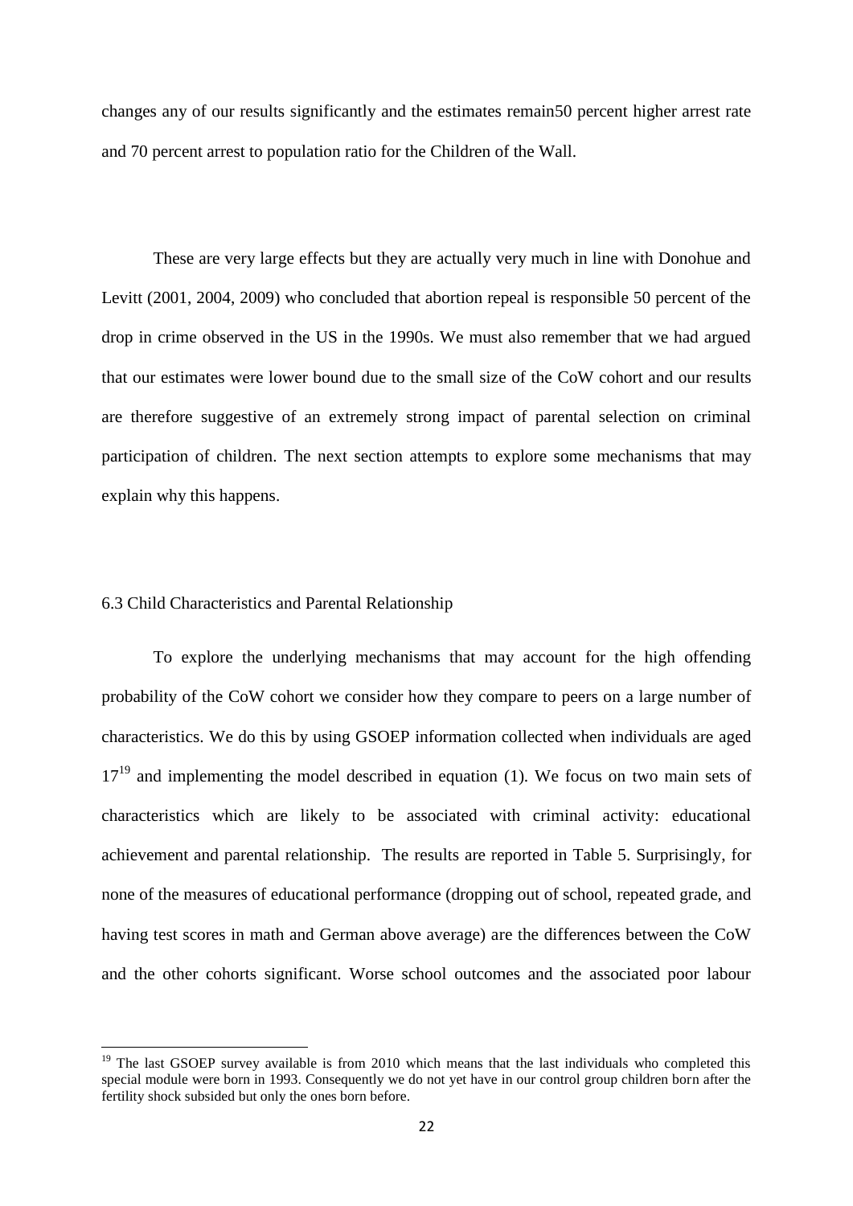changes any of our results significantly and the estimates remain50 percent higher arrest rate and 70 percent arrest to population ratio for the Children of the Wall.

These are very large effects but they are actually very much in line with Donohue and Levitt (2001, 2004, 2009) who concluded that abortion repeal is responsible 50 percent of the drop in crime observed in the US in the 1990s. We must also remember that we had argued that our estimates were lower bound due to the small size of the CoW cohort and our results are therefore suggestive of an extremely strong impact of parental selection on criminal participation of children. The next section attempts to explore some mechanisms that may explain why this happens.

### 6.3 Child Characteristics and Parental Relationship

To explore the underlying mechanisms that may account for the high offending probability of the CoW cohort we consider how they compare to peers on a large number of characteristics. We do this by using GSOEP information collected when individuals are aged 17[19] and implementing the model described in equation (1). We focus on two main sets of characteristics which are likely to be associated with criminal activity: educational achievement and parental relationship. The results are reported in Table 5. Surprisingly, for none of the measures of educational performance (dropping out of school, repeated grade, and having test scores in math and German above average) are the differences between the CoW and the other cohorts significant. Worse school outcomes and the associated poor labour

[19] The last GSOEP survey available is from 2010 which means that the last individuals who completed this special module were born in 1993. Consequently we do not yet have in our control group children born after the fertility shock subsided but only the ones born before.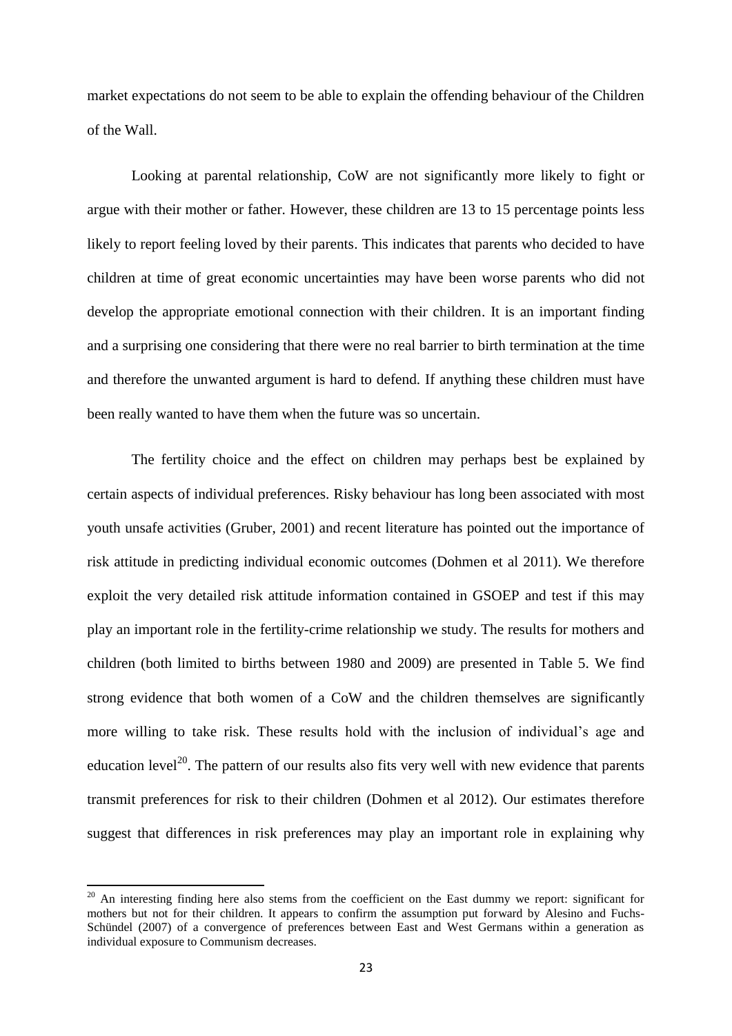market expectations do not seem to be able to explain the offending behaviour of the Children of the Wall.

Looking at parental relationship, CoW are not significantly more likely to fight or argue with their mother or father. However, these children are 13 to 15 percentage points less likely to report feeling loved by their parents. This indicates that parents who decided to have children at time of great economic uncertainties may have been worse parents who did not develop the appropriate emotional connection with their children. It is an important finding and a surprising one considering that there were no real barrier to birth termination at the time and therefore the unwanted argument is hard to defend. If anything these children must have been really wanted to have them when the future was so uncertain.

The fertility choice and the effect on children may perhaps best be explained by certain aspects of individual preferences. Risky behaviour has long been associated with most youth unsafe activities (Gruber, 2001) and recent literature has pointed out the importance of risk attitude in predicting individual economic outcomes (Dohmen et al 2011). We therefore exploit the very detailed risk attitude information contained in GSOEP and test if this may play an important role in the fertility-crime relationship we study. The results for mothers and children (both limited to births between 1980 and 2009) are presented in Table 5. We find strong evidence that both women of a CoW and the children themselves are significantly more willing to take risk. These results hold with the inclusion of individual's age and education level[20]. The pattern of our results also fits very well with new evidence that parents transmit preferences for risk to their children (Dohmen et al 2012). Our estimates therefore suggest that differences in risk preferences may play an important role in explaining why

[20] An interesting finding here also stems from the coefficient on the East dummy we report: significant for mothers but not for their children. It appears to confirm the assumption put forward by Alesino and Fuchs-Schündel (2007) of a convergence of preferences between East and West Germans within a generation as individual exposure to Communism decreases.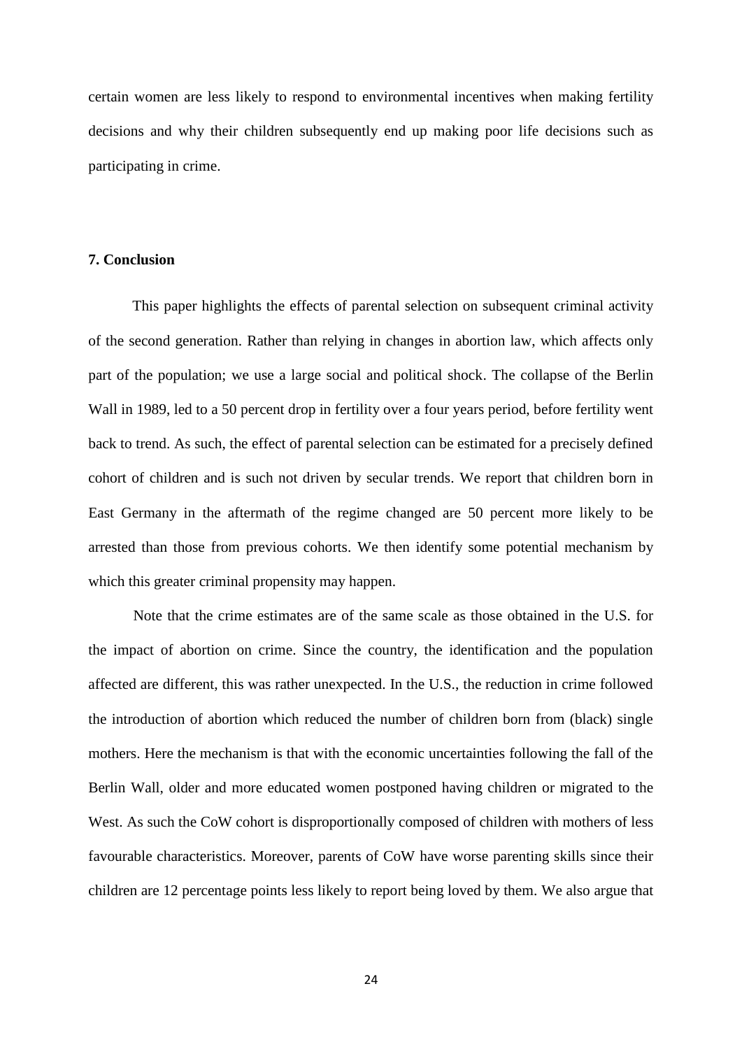certain women are less likely to respond to environmental incentives when making fertility decisions and why their children subsequently end up making poor life decisions such as participating in crime.

## 7. Conclusion

This paper highlights the effects of parental selection on subsequent criminal activity of the second generation. Rather than relying in changes in abortion law, which affects only part of the population; we use a large social and political shock. The collapse of the Berlin Wall in 1989, led to a 50 percent drop in fertility over a four years period, before fertility went back to trend. As such, the effect of parental selection can be estimated for a precisely defined cohort of children and is such not driven by secular trends. We report that children born in East Germany in the aftermath of the regime changed are 50 percent more likely to be arrested than those from previous cohorts. We then identify some potential mechanism by which this greater criminal propensity may happen.

Note that the crime estimates are of the same scale as those obtained in the U.S. for the impact of abortion on crime. Since the country, the identification and the population affected are different, this was rather unexpected. In the U.S., the reduction in crime followed the introduction of abortion which reduced the number of children born from (black) single mothers. Here the mechanism is that with the economic uncertainties following the fall of the Berlin Wall, older and more educated women postponed having children or migrated to the West. As such the CoW cohort is disproportionally composed of children with mothers of less favourable characteristics. Moreover, parents of CoW have worse parenting skills since their children are 12 percentage points less likely to report being loved by them. We also argue that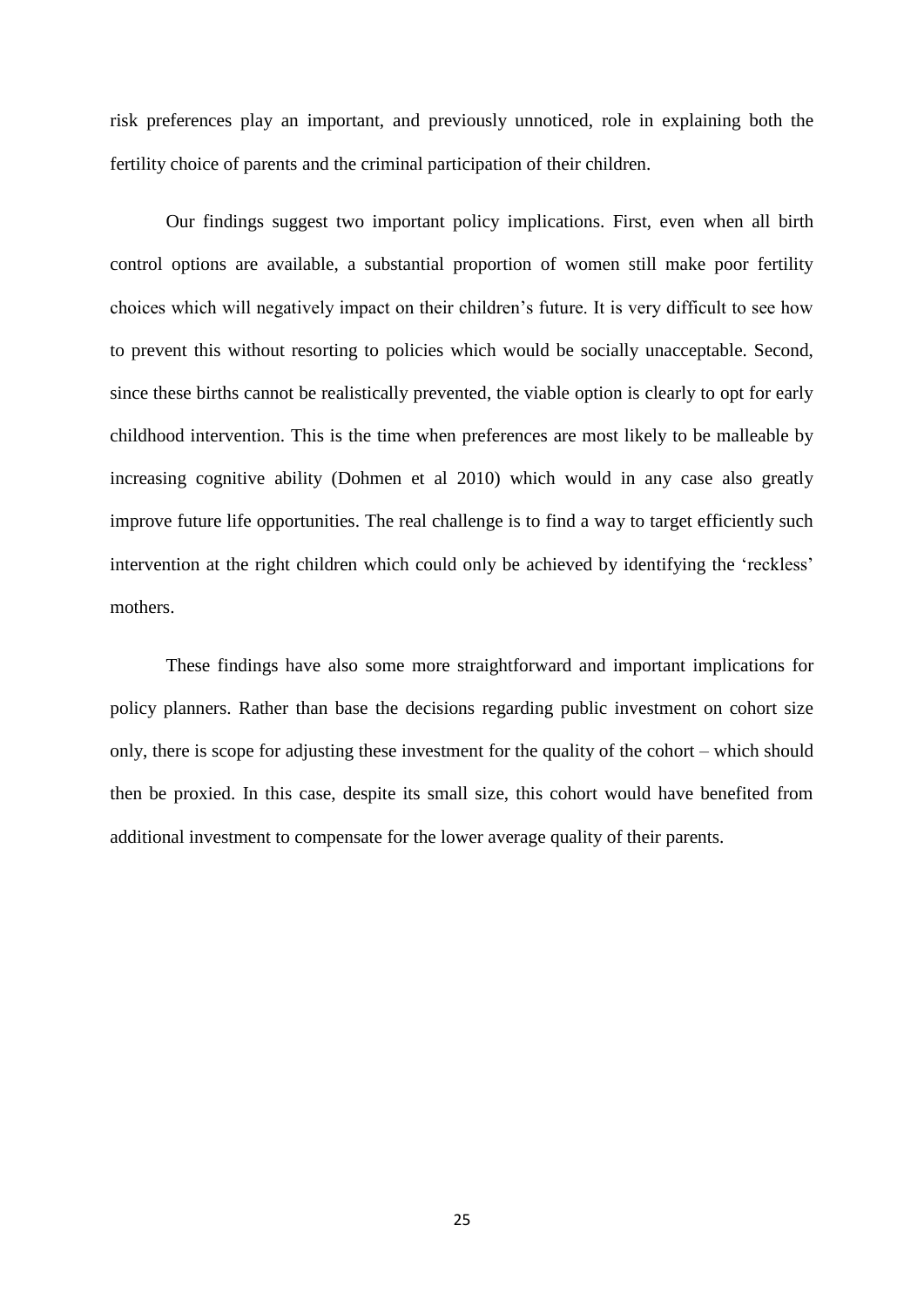risk preferences play an important, and previously unnoticed, role in explaining both the fertility choice of parents and the criminal participation of their children.

Our findings suggest two important policy implications. First, even when all birth control options are available, a substantial proportion of women still make poor fertility choices which will negatively impact on their children's future. It is very difficult to see how to prevent this without resorting to policies which would be socially unacceptable. Second, since these births cannot be realistically prevented, the viable option is clearly to opt for early childhood intervention. This is the time when preferences are most likely to be malleable by increasing cognitive ability (Dohmen et al 2010) which would in any case also greatly improve future life opportunities. The real challenge is to find a way to target efficiently such intervention at the right children which could only be achieved by identifying the 'reckless' mothers.

These findings have also some more straightforward and important implications for policy planners. Rather than base the decisions regarding public investment on cohort size only, there is scope for adjusting these investment for the quality of the cohort – which should then be proxied. In this case, despite its small size, this cohort would have benefited from additional investment to compensate for the lower average quality of their parents.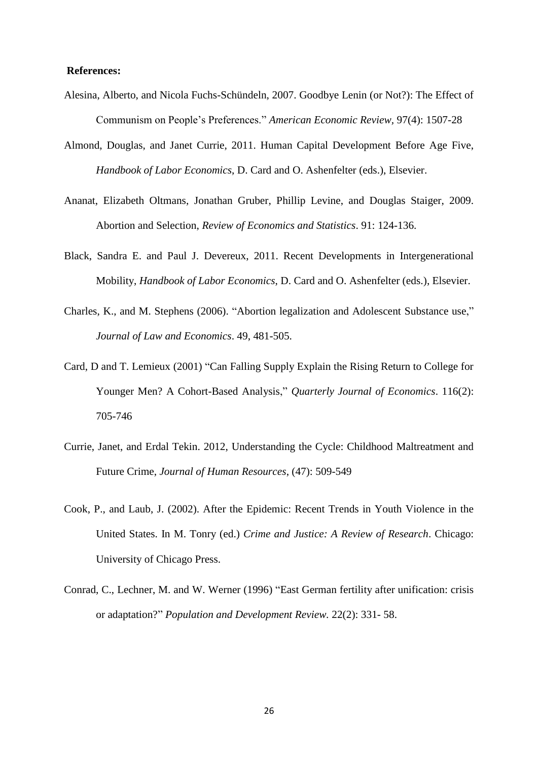**References:**

Alesina, Alberto, and Nicola Fuchs-Schündeln, 2007. Goodbye Lenin (or Not?): The Effect of Communism on People's Preferences." *American Economic Review*, 97(4): 1507-28

Almond, Douglas, and Janet Currie, 2011. Human Capital Development Before Age Five, *Handbook of Labor Economics*, D. Card and O. Ashenfelter (eds.), Elsevier.

Ananat, Elizabeth Oltmans, Jonathan Gruber, Phillip Levine, and Douglas Staiger, 2009. Abortion and Selection, *Review of Economics and Statistics*. 91: 124-136.

Black, Sandra E. and Paul J. Devereux, 2011. Recent Developments in Intergenerational Mobility, *Handbook of Labor Economics*, D. Card and O. Ashenfelter (eds.), Elsevier.

Charles, K., and M. Stephens (2006). "Abortion legalization and Adolescent Substance use," *Journal of Law and Economics*. 49, 481-505.

Card, D and T. Lemieux (2001) "Can Falling Supply Explain the Rising Return to College for Younger Men? A Cohort-Based Analysis," *Quarterly Journal of Economics*. 116(2): 705-746

Currie, Janet, and Erdal Tekin. 2012, Understanding the Cycle: Childhood Maltreatment and Future Crime, *Journal of Human Resources*, (47): 509-549

Cook, P., and Laub, J. (2002). After the Epidemic: Recent Trends in Youth Violence in the United States. In M. Tonry (ed.) *Crime and Justice: A Review of Research*. Chicago: University of Chicago Press.

Conrad, C., Lechner, M. and W. Werner (1996) "East German fertility after unification: crisis or adaptation?" *Population and Development Review.* 22(2): 331- 58.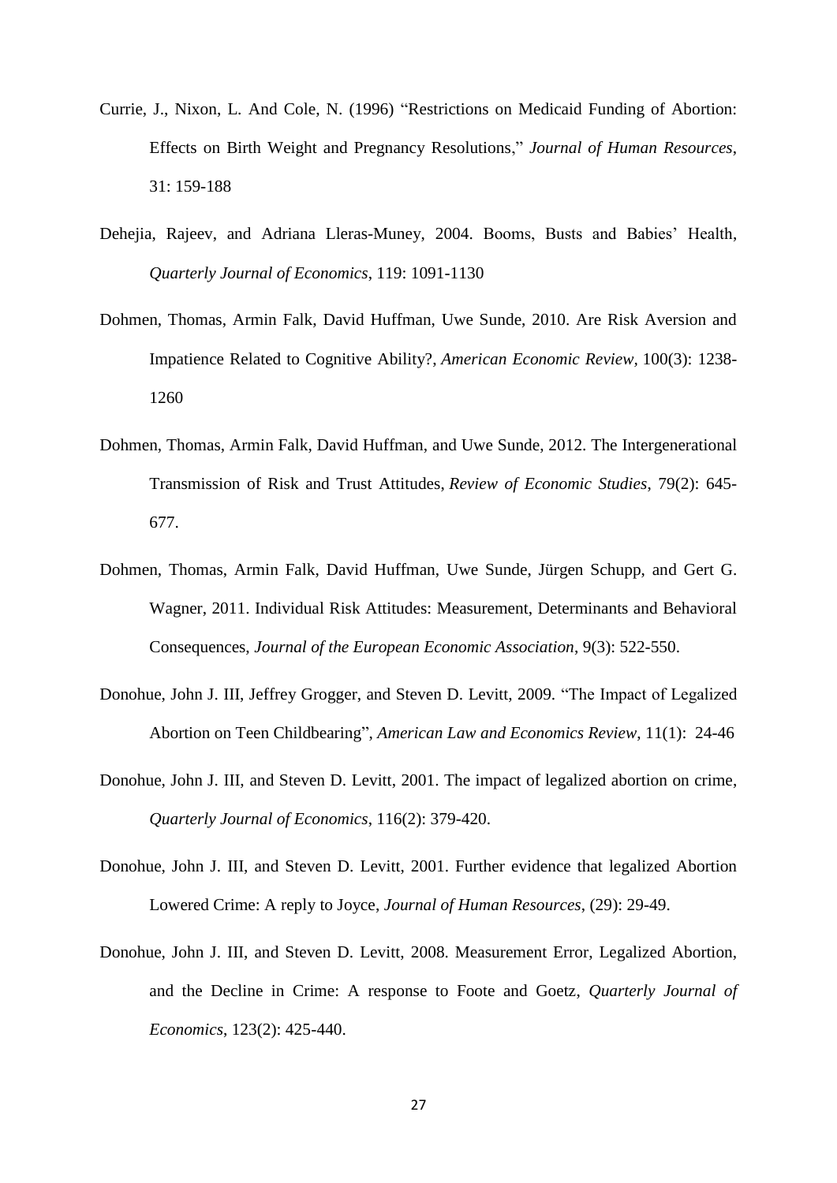Currie, J., Nixon, L. And Cole, N. (1996) "Restrictions on Medicaid Funding of Abortion: Effects on Birth Weight and Pregnancy Resolutions," *Journal of Human Resources*, 31: 159-188

Dehejia, Rajeev, and Adriana Lleras-Muney, 2004. Booms, Busts and Babies' Health, *Quarterly Journal of Economics*, 119: 1091-1130

Dohmen, Thomas, Armin Falk, David Huffman, Uwe Sunde, 2010. Are Risk Aversion and Impatience Related to Cognitive Ability?, *American Economic Review,* 100(3): 1238-1260

Dohmen, Thomas, Armin Falk, David Huffman, and Uwe Sunde, 2012. The Intergenerational Transmission of Risk and Trust Attitudes, *Review of Economic Studies*, 79(2): 645-677.

Dohmen, Thomas, Armin Falk, David Huffman, Uwe Sunde, Jürgen Schupp, and Gert G. Wagner, 2011. Individual Risk Attitudes: Measurement, Determinants and Behavioral Consequences, *Journal of the European Economic Association*, 9(3): 522-550.

Donohue, John J. III, Jeffrey Grogger, and Steven D. Levitt, 2009. "The Impact of Legalized Abortion on Teen Childbearing", *American Law and Economics Review*, 11(1): 24-46

Donohue, John J. III, and Steven D. Levitt, 2001. The impact of legalized abortion on crime, *Quarterly Journal of Economics*, 116(2): 379-420.

Donohue, John J. III, and Steven D. Levitt, 2001. Further evidence that legalized Abortion Lowered Crime: A reply to Joyce, *Journal of Human Resources*, (29): 29-49.

Donohue, John J. III, and Steven D. Levitt, 2008. Measurement Error, Legalized Abortion, and the Decline in Crime: A response to Foote and Goetz, *Quarterly Journal of Economics*, 123(2): 425-440.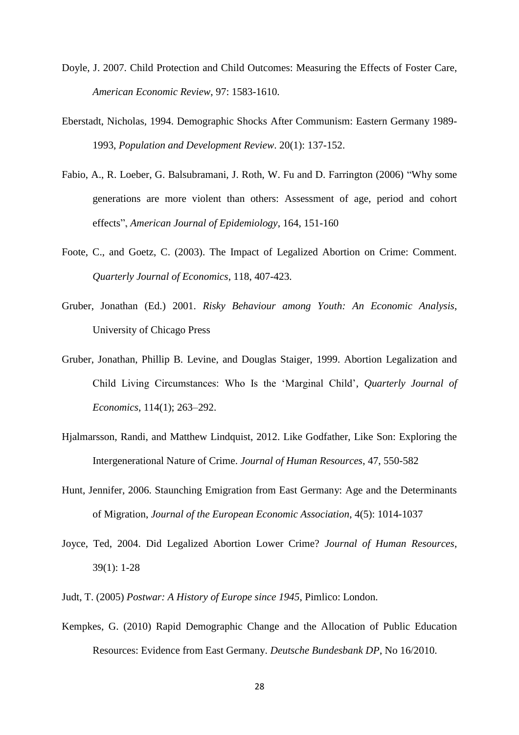Doyle, J. 2007. Child Protection and Child Outcomes: Measuring the Effects of Foster Care, *American Economic Review*, 97: 1583-1610.

Eberstadt, Nicholas, 1994. Demographic Shocks After Communism: Eastern Germany 1989-1993, *Population and Development Review*. 20(1): 137-152.

Fabio, A., R. Loeber, G. Balsubramani, J. Roth, W. Fu and D. Farrington (2006) "Why some generations are more violent than others: Assessment of age, period and cohort effects", *American Journal of Epidemiology*, 164, 151-160

Foote, C., and Goetz, C. (2003). The Impact of Legalized Abortion on Crime: Comment. *Quarterly Journal of Economics*, 118, 407-423.

Gruber, Jonathan (Ed.) 2001. *Risky Behaviour among Youth: An Economic Analysis*, University of Chicago Press

Gruber, Jonathan, Phillip B. Levine, and Douglas Staiger, 1999. Abortion Legalization and Child Living Circumstances: Who Is the 'Marginal Child', *Quarterly Journal of Economics*, 114(1); 263–292.

Hjalmarsson, Randi, and Matthew Lindquist, 2012. Like Godfather, Like Son: Exploring the Intergenerational Nature of Crime. *Journal of Human Resources*, 47, 550-582

Hunt, Jennifer, 2006. Staunching Emigration from East Germany: Age and the Determinants of Migration, *Journal of the European Economic Association*, 4(5): 1014-1037

Joyce, Ted, 2004. Did Legalized Abortion Lower Crime? *Journal of Human Resources*, 39(1): 1-28

Judt, T. (2005) *Postwar: A History of Europe since 1945*, Pimlico: London.

Kempkes, G. (2010) Rapid Demographic Change and the Allocation of Public Education Resources: Evidence from East Germany. *Deutsche Bundesbank DP*, No 16/2010.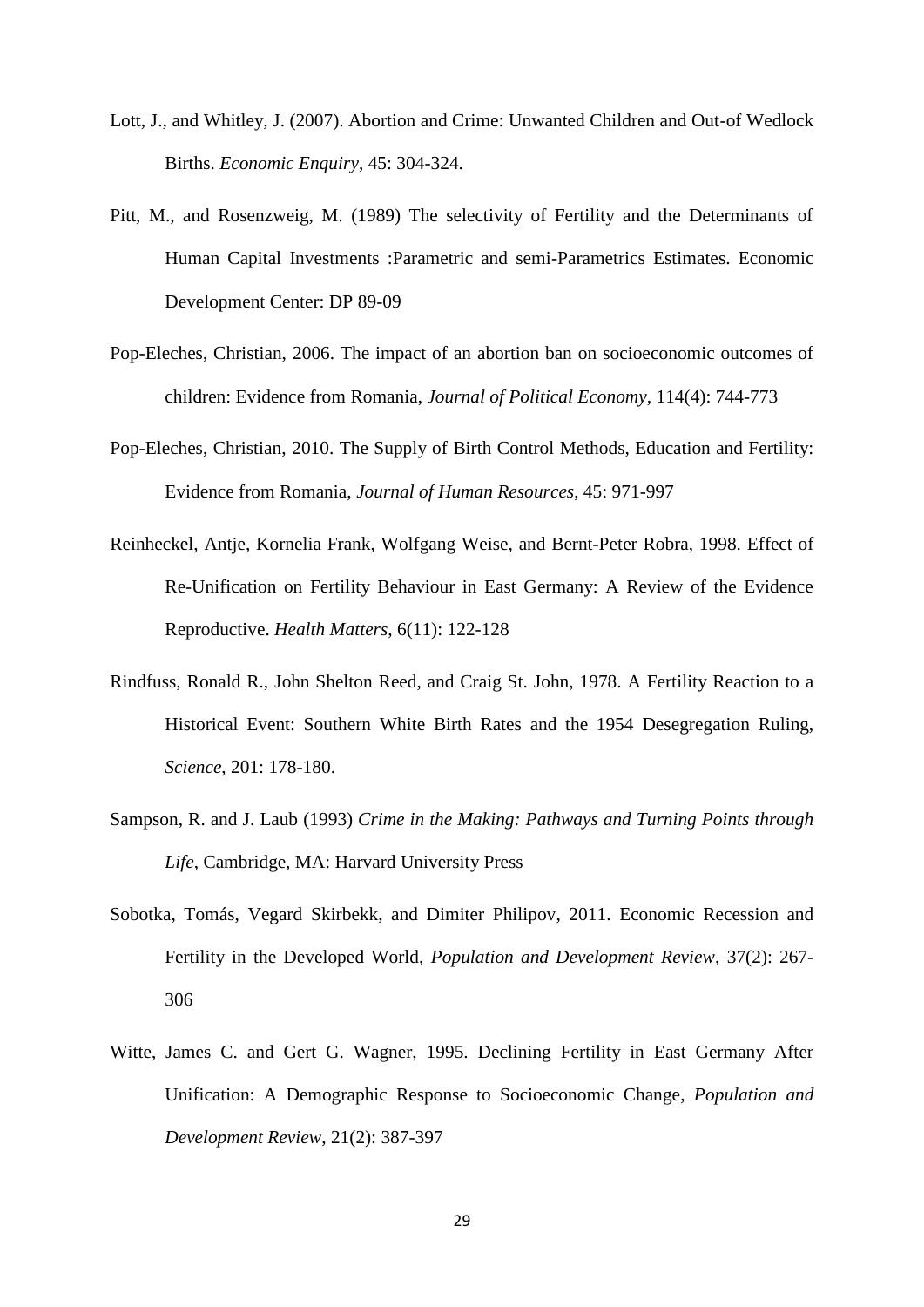Lott, J., and Whitley, J. (2007). Abortion and Crime: Unwanted Children and Out-of Wedlock Births. *Economic Enquiry*, 45: 304-324.

Pitt, M., and Rosenzweig, M. (1989) The selectivity of Fertility and the Determinants of Human Capital Investments :Parametric and semi-Parametrics Estimates. Economic Development Center: DP 89-09

Pop-Eleches, Christian, 2006. The impact of an abortion ban on socioeconomic outcomes of children: Evidence from Romania, *Journal of Political Economy*, 114(4): 744-773

Pop-Eleches, Christian, 2010. The Supply of Birth Control Methods, Education and Fertility: Evidence from Romania, *Journal of Human Resources*, 45: 971-997

Reinheckel, Antje, Kornelia Frank, Wolfgang Weise, and Bernt-Peter Robra, 1998. Effect of Re-Unification on Fertility Behaviour in East Germany: A Review of the Evidence Reproductive. *Health Matters*, 6(11): 122-128

Rindfuss, Ronald R., John Shelton Reed, and Craig St. John, 1978. A Fertility Reaction to a Historical Event: Southern White Birth Rates and the 1954 Desegregation Ruling, *Science*, 201: 178-180.

Sampson, R. and J. Laub (1993) *Crime in the Making: Pathways and Turning Points through Life*, Cambridge, MA: Harvard University Press

Sobotka, Tomás, Vegard Skirbekk, and Dimiter Philipov, 2011. Economic Recession and Fertility in the Developed World, *Population and Development Review*, 37(2): 267-306

Witte, James C. and Gert G. Wagner, 1995. Declining Fertility in East Germany After Unification: A Demographic Response to Socioeconomic Change, *Population and Development Review*, 21(2): 387-397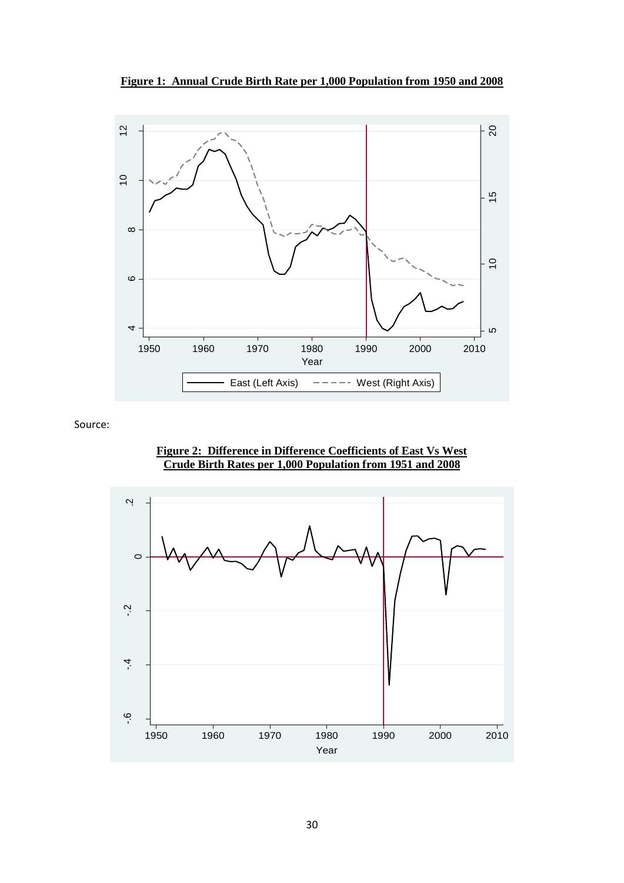**Figure 1: Annual Crude Birth Rate per 1,000 Population from 1950 and 2008**

Source:

**Figure 2: Difference in Difference Coefficients of East Vs West Crude Birth Rates per 1,000 Population from 1951 and 2008**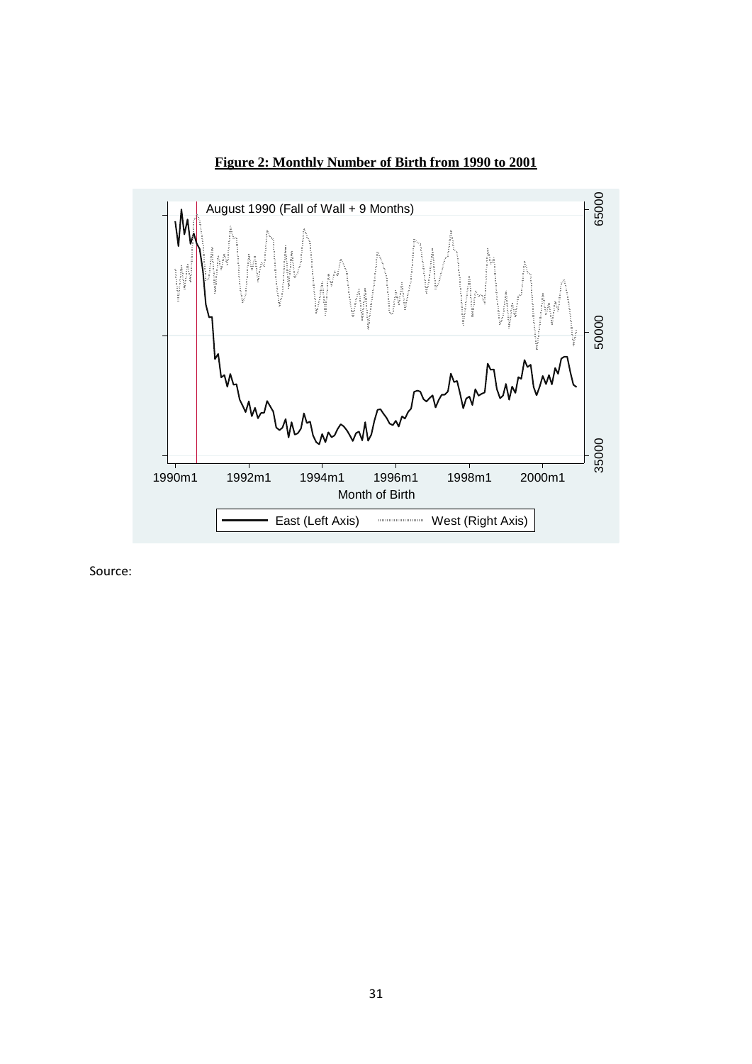**Figure 2: Monthly Number of Birth from 1990 to 2001**

Source: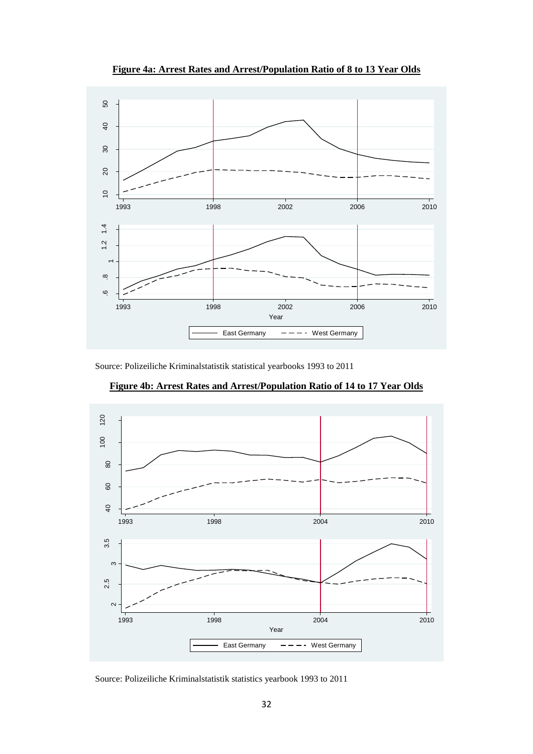**Figure 4a: Arrest Rates and Arrest/Population Ratio of 8 to 13 Year Olds**

Source: Polizeiliche Kriminalstatistik statistical yearbooks 1993 to 2011

**Figure 4b: Arrest Rates and Arrest/Population Ratio of 14 to 17 Year Olds**

Source: Polizeiliche Kriminalstatistik statistics yearbook 1993 to 2011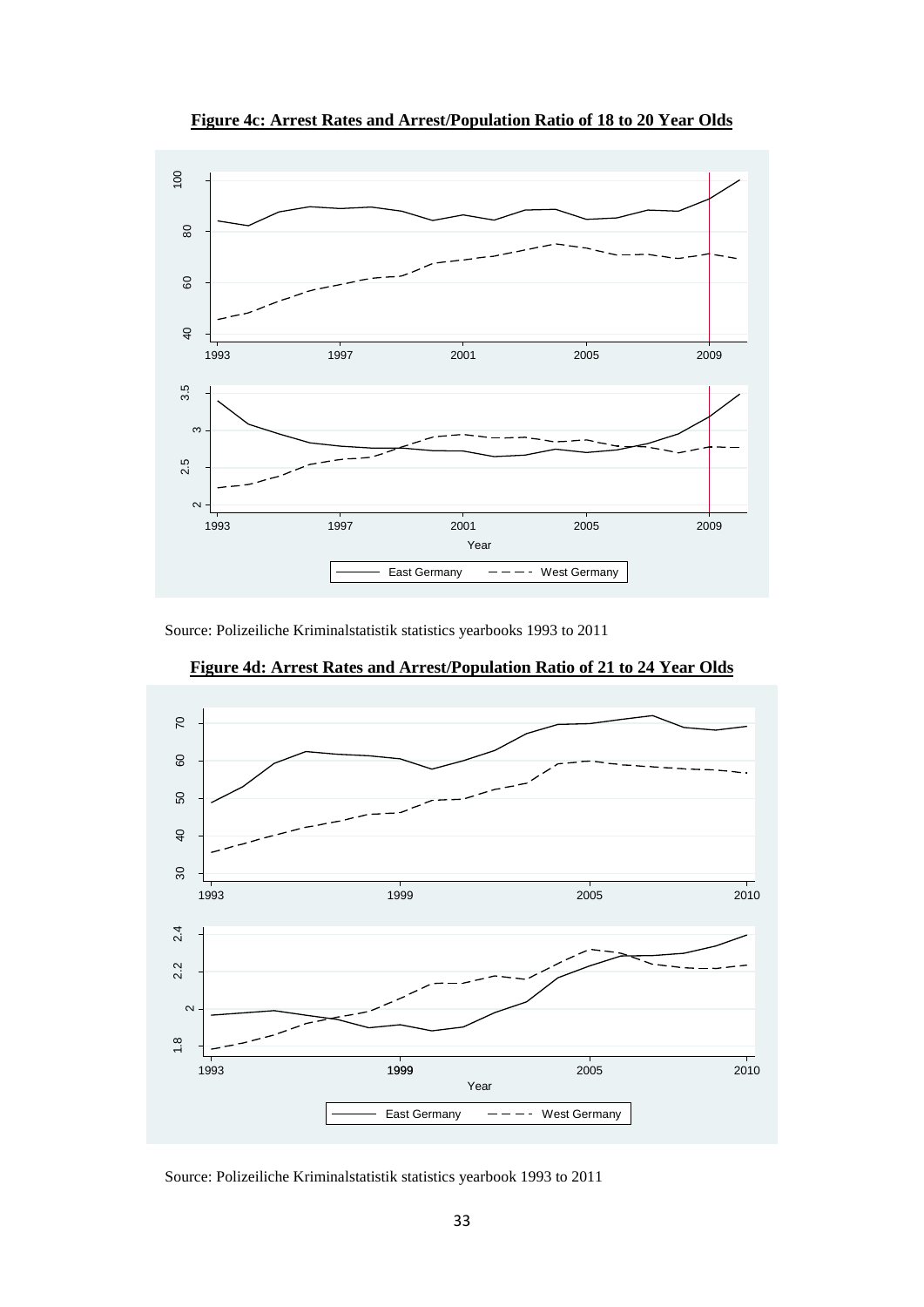**Figure 4c: Arrest Rates and Arrest/Population Ratio of 18 to 20 Year Olds**

Source: Polizeiliche Kriminalstatistik statistics yearbooks 1993 to 2011

**Figure 4d: Arrest Rates and Arrest/Population Ratio of 21 to 24 Year Olds**

Source: Polizeiliche Kriminalstatistik statistics yearbook 1993 to 2011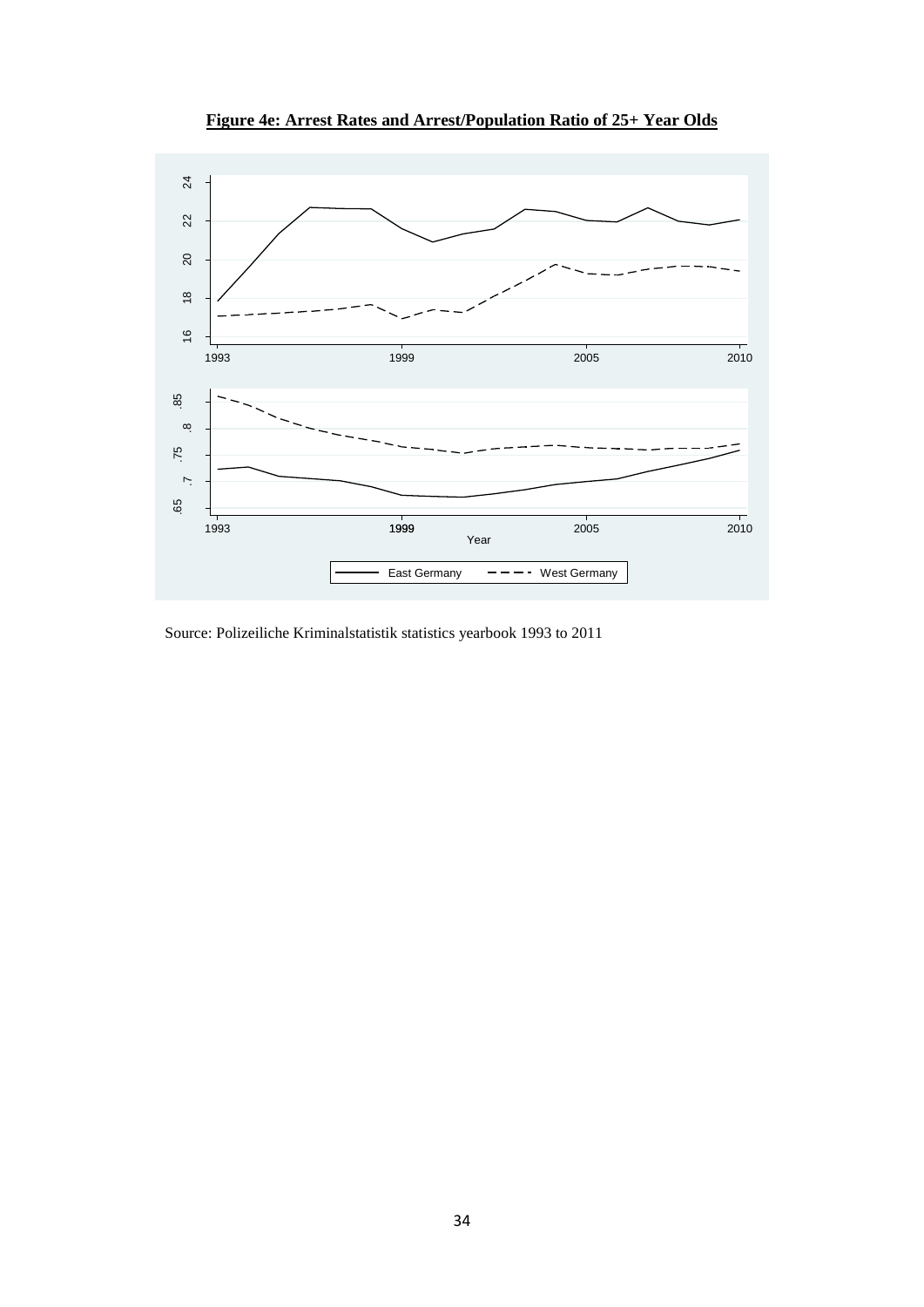**Figure 4e: Arrest Rates and Arrest/Population Ratio of 25+ Year Olds**

Source: Polizeiliche Kriminalstatistik statistics yearbook 1993 to 2011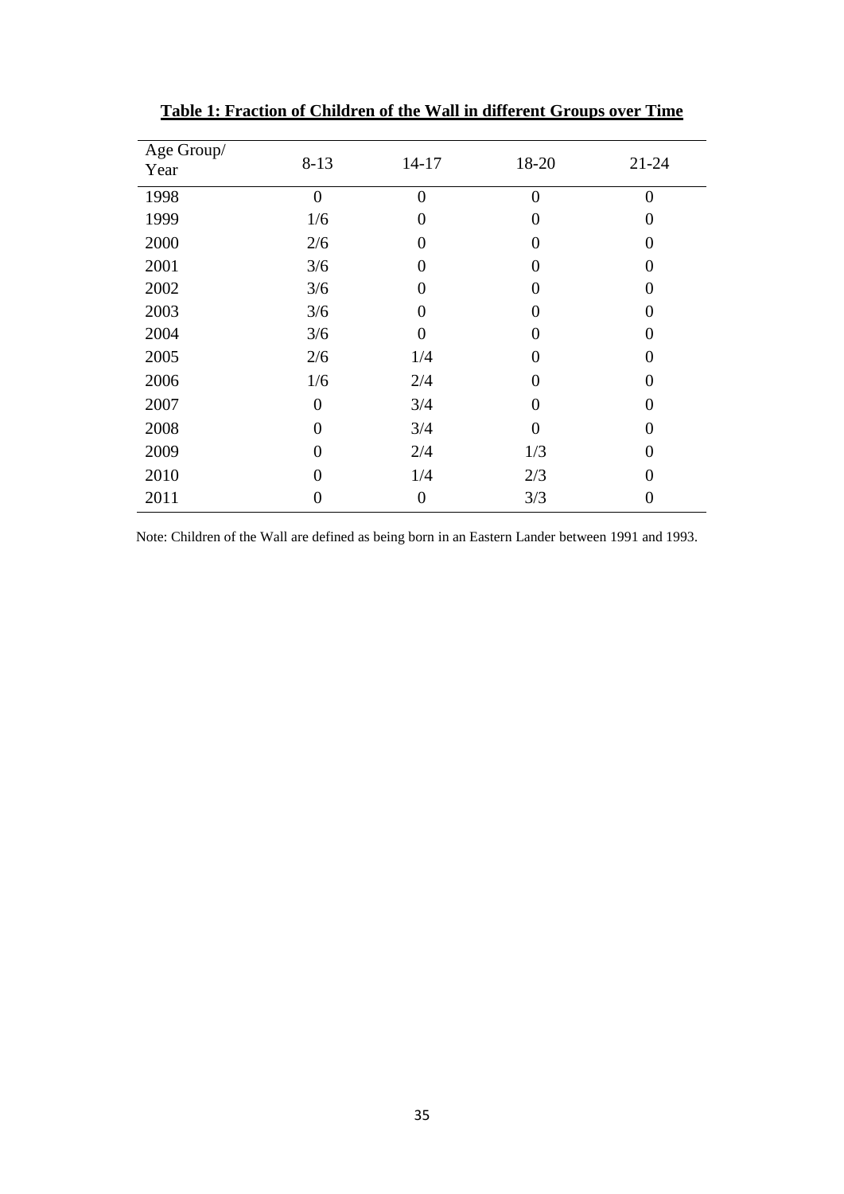**Table 1: Fraction of Children of the Wall in different Groups over Time**

| Age Group/ Year | 8-13 | 14-17 | 18-20 | 21-24 |
|---|---|---|---|---|
| 1998 | 0 | 0 | 0 | 0 |
| 1999 | 1/6 | 0 | 0 | 0 |
| 2000 | 2/6 | 0 | 0 | 0 |
| 2001 | 3/6 | 0 | 0 | 0 |
| 2002 | 3/6 | 0 | 0 | 0 |
| 2003 | 3/6 | 0 | 0 | 0 |
| 2004 | 3/6 | 0 | 0 | 0 |
| 2005 | 2/6 | 1/4 | 0 | 0 |
| 2006 | 1/6 | 2/4 | 0 | 0 |
| 2007 | 0 | 3/4 | 0 | 0 |
| 2008 | 0 | 3/4 | 0 | 0 |
| 2009 | 0 | 2/4 | 1/3 | 0 |
| 2010 | 0 | 1/4 | 2/3 | 0 |
| 2011 | 0 | 0 | 3/3 | 0 |

Note: Children of the Wall are defined as being born in an Eastern Lander between 1991 and 1993.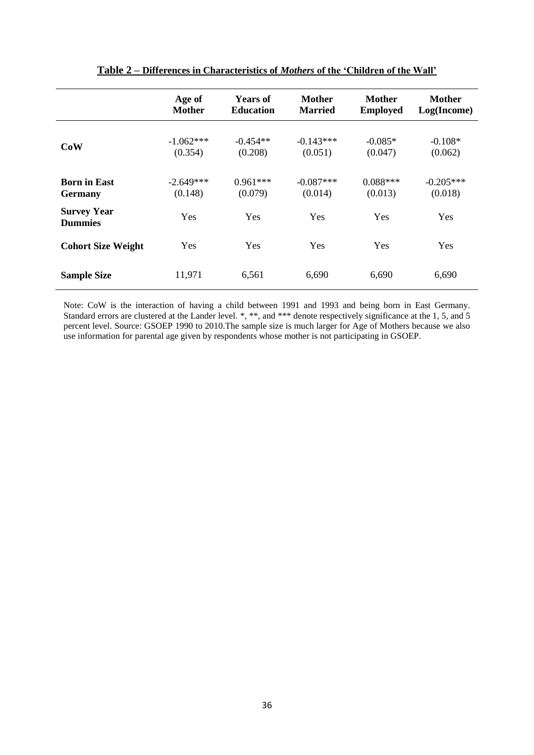**Table 2 – Differences in Characteristics of *Mothers* of the 'Children of the Wall'**

| | Age of Mother | Years of Education | Mother Married | Mother Employed | Mother Log(Income) |
|---|---|---|---|---|---|
| **CoW** | -1.062*** | -0.454** | -0.143*** | -0.085* | -0.108* |
| | (0.354) | (0.208) | (0.051) | (0.047) | (0.062) |
| **Born in East Germany** | -2.649*** | 0.961*** | -0.087*** | 0.088*** | -0.205*** |
| | (0.148) | (0.079) | (0.014) | (0.013) | (0.018) |
| **Survey Year Dummies** | Yes | Yes | Yes | Yes | Yes |
| **Cohort Size Weight** | Yes | Yes | Yes | Yes | Yes |
| **Sample Size** | 11,971 | 6,561 | 6,690 | 6,690 | 6,690 |

Note: CoW is the interaction of having a child between 1991 and 1993 and being born in East Germany. Standard errors are clustered at the Lander level. *, **, and *** denote respectively significance at the 1, 5, and 5 percent level. Source: GSOEP 1990 to 2010.The sample size is much larger for Age of Mothers because we also use information for parental age given by respondents whose mother is not participating in GSOEP.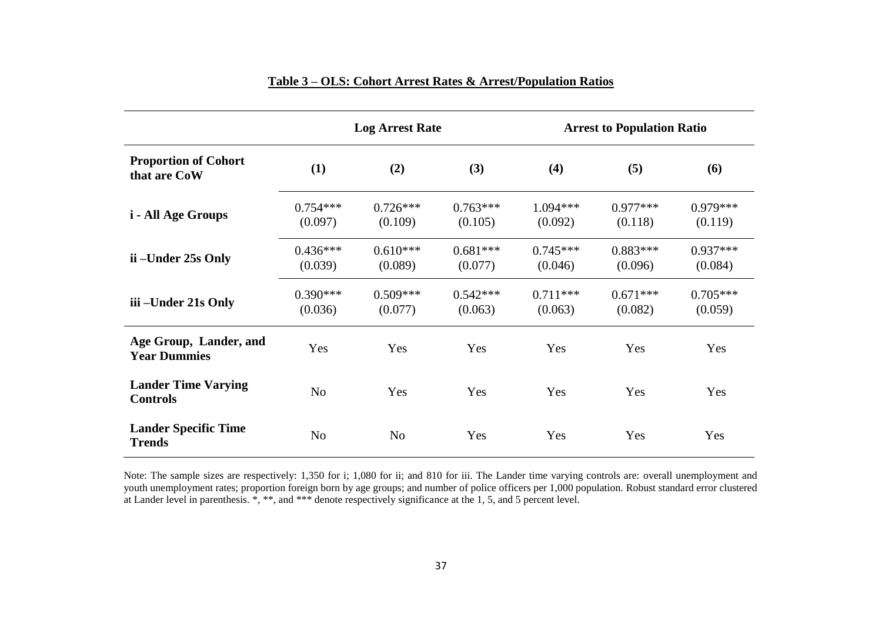## Table 3 – OLS: Cohort Arrest Rates & Arrest/Population Ratios

| | Log Arrest Rate | | | Arrest to Population Ratio | | |
|---|---|---|---|---|---|---|
| **Proportion of Cohort that are CoW** | **(1)** | **(2)** | **(3)** | **(4)** | **(5)** | **(6)** |
| **i - All Age Groups** | 0.754*** (0.097) | 0.726*** (0.109) | 0.763*** (0.105) | 1.094*** (0.092) | 0.977*** (0.118) | 0.979*** (0.119) |
| **ii –Under 25s Only** | 0.436*** (0.039) | 0.610*** (0.089) | 0.681*** (0.077) | 0.745*** (0.046) | 0.883*** (0.096) | 0.937*** (0.084) |
| **iii –Under 21s Only** | 0.390*** (0.036) | 0.509*** (0.077) | 0.542*** (0.063) | 0.711*** (0.063) | 0.671*** (0.082) | 0.705*** (0.059) |
| **Age Group, Lander, and Year Dummies** | Yes | Yes | Yes | Yes | Yes | Yes |
| **Lander Time Varying Controls** | No | Yes | Yes | Yes | Yes | Yes |
| **Lander Specific Time Trends** | No | No | Yes | Yes | Yes | Yes |

Note: The sample sizes are respectively: 1,350 for i; 1,080 for ii; and 810 for iii. The Lander time varying controls are: overall unemployment and youth unemployment rates; proportion foreign born by age groups; and number of police officers per 1,000 population. Robust standard error clustered at Lander level in parenthesis. *, **, and *** denote respectively significance at the 1, 5, and 5 percent level.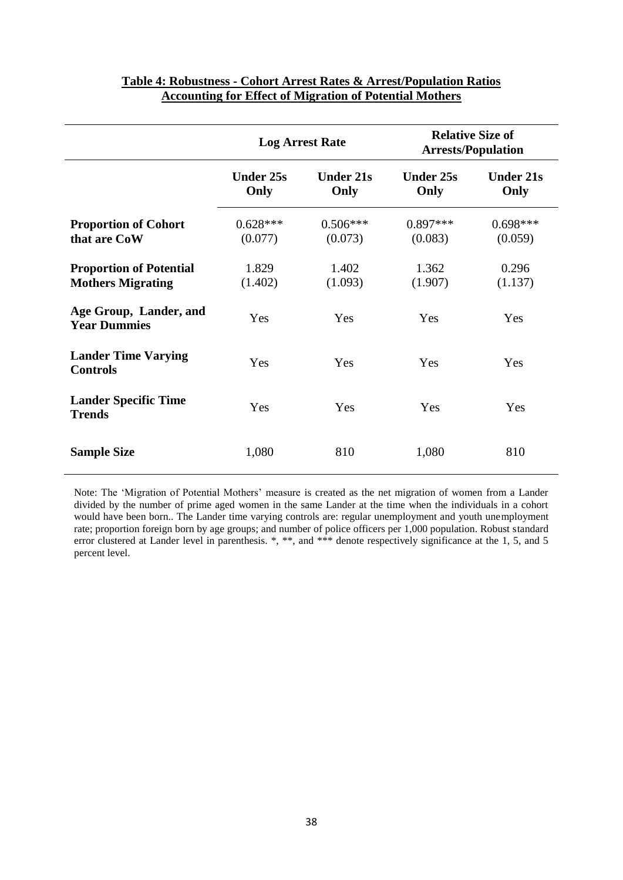**Table 4: Robustness - Cohort Arrest Rates & Arrest/Population Ratios Accounting for Effect of Migration of Potential Mothers**

| | Log Arrest Rate | | Relative Size of Arrests/Population | |
|---|---|---|---|---|
| | **Under 25s Only** | **Under 21s Only** | **Under 25s Only** | **Under 21s Only** |
| **Proportion of Cohort that are CoW** | 0.628*** (0.077) | 0.506*** (0.073) | 0.897*** (0.083) | 0.698*** (0.059) |
| **Proportion of Potential Mothers Migrating** | 1.829 (1.402) | 1.402 (1.093) | 1.362 (1.907) | 0.296 (1.137) |
| **Age Group, Lander, and Year Dummies** | Yes | Yes | Yes | Yes |
| **Lander Time Varying Controls** | Yes | Yes | Yes | Yes |
| **Lander Specific Time Trends** | Yes | Yes | Yes | Yes |
| **Sample Size** | 1,080 | 810 | 1,080 | 810 |

Note: The 'Migration of Potential Mothers' measure is created as the net migration of women from a Lander divided by the number of prime aged women in the same Lander at the time when the individuals in a cohort would have been born.. The Lander time varying controls are: regular unemployment and youth unemployment rate; proportion foreign born by age groups; and number of police officers per 1,000 population. Robust standard error clustered at Lander level in parenthesis. *, **, and *** denote respectively significance at the 1, 5, and 5 percent level.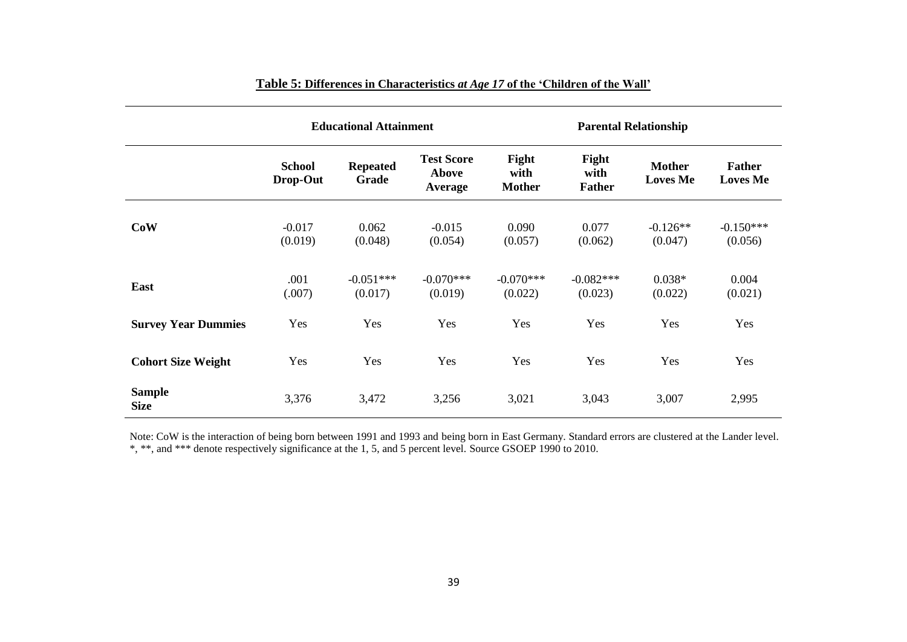**Table 5: Differences in Characteristics *at Age 17* of the 'Children of the Wall'**

| | Educational Attainment | | | Parental Relationship | | | |
|---|---|---|---|---|---|---|---|
| | **School Drop-Out** | **Repeated Grade** | **Test Score Above Average** | **Fight with Mother** | **Fight with Father** | **Mother Loves Me** | **Father Loves Me** |
| **CoW** | -0.017<br>(0.019) | 0.062<br>(0.048) | -0.015<br>(0.054) | 0.090<br>(0.057) | 0.077<br>(0.062) | -0.126**<br>(0.047) | -0.150***<br>(0.056) |
| **East** | .001<br>(.007) | -0.051***<br>(0.017) | -0.070***<br>(0.019) | -0.070***<br>(0.022) | -0.082***<br>(0.023) | 0.038*<br>(0.022) | 0.004<br>(0.021) |
| **Survey Year Dummies** | Yes | Yes | Yes | Yes | Yes | Yes | Yes |
| **Cohort Size Weight** | Yes | Yes | Yes | Yes | Yes | Yes | Yes |
| **Sample Size** | 3,376 | 3,472 | 3,256 | 3,021 | 3,043 | 3,007 | 2,995 |

Note: CoW is the interaction of being born between 1991 and 1993 and being born in East Germany. Standard errors are clustered at the Lander level. *, **, and *** denote respectively significance at the 1, 5, and 5 percent level. Source GSOEP 1990 to 2010.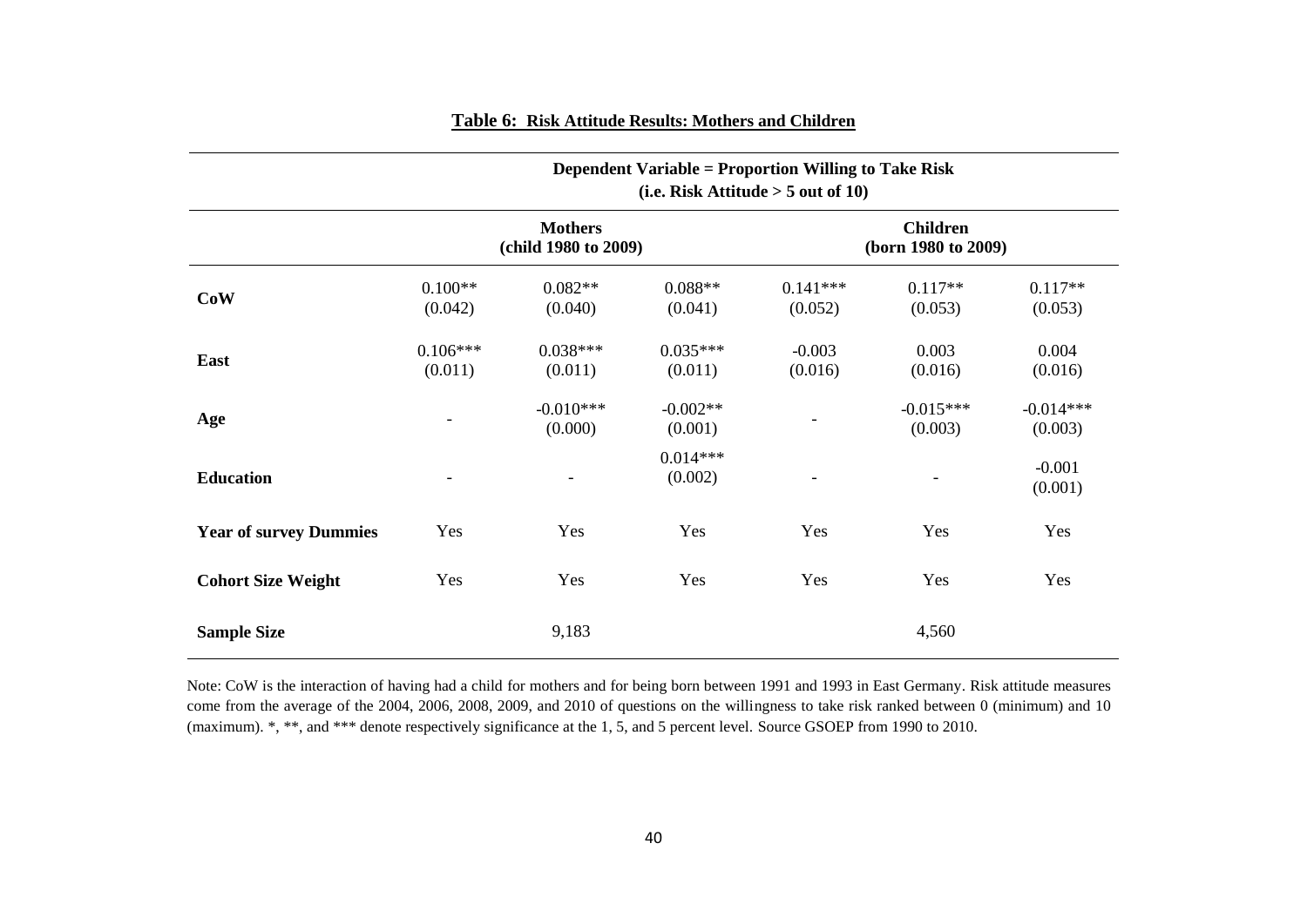**Table 6: Risk Attitude Results: Mothers and Children**

| | Dependent Variable = Proportion Willing to Take Risk (i.e. Risk Attitude > 5 out of 10) | | | | | |
|---|---|---|---|---|---|---|
| | **Mothers (child 1980 to 2009)** | | | **Children (born 1980 to 2009)** | | |
| **CoW** | 0.100**<br>(0.042) | 0.082**<br>(0.040) | 0.088**<br>(0.041) | 0.141***<br>(0.052) | 0.117**<br>(0.053) | 0.117**<br>(0.053) |
| **East** | 0.106***<br>(0.011) | 0.038***<br>(0.011) | 0.035***<br>(0.011) | -0.003<br>(0.016) | 0.003<br>(0.016) | 0.004<br>(0.016) |
| **Age** | - | -0.010***<br>(0.000) | -0.002**<br>(0.001) | - | -0.015***<br>(0.003) | -0.014***<br>(0.003) |
| **Education** | - | - | 0.014***<br>(0.002) | - | - | -0.001<br>(0.001) |
| **Year of survey Dummies** | Yes | Yes | Yes | Yes | Yes | Yes |
| **Cohort Size Weight** | Yes | Yes | Yes | Yes | Yes | Yes |
| **Sample Size** | | 9,183 | | | 4,560 | |

Note: CoW is the interaction of having had a child for mothers and for being born between 1991 and 1993 in East Germany. Risk attitude measures come from the average of the 2004, 2006, 2008, 2009, and 2010 of questions on the willingness to take risk ranked between 0 (minimum) and 10 (maximum). *, **, and *** denote respectively significance at the 1, 5, and 5 percent level. Source GSOEP from 1990 to 2010.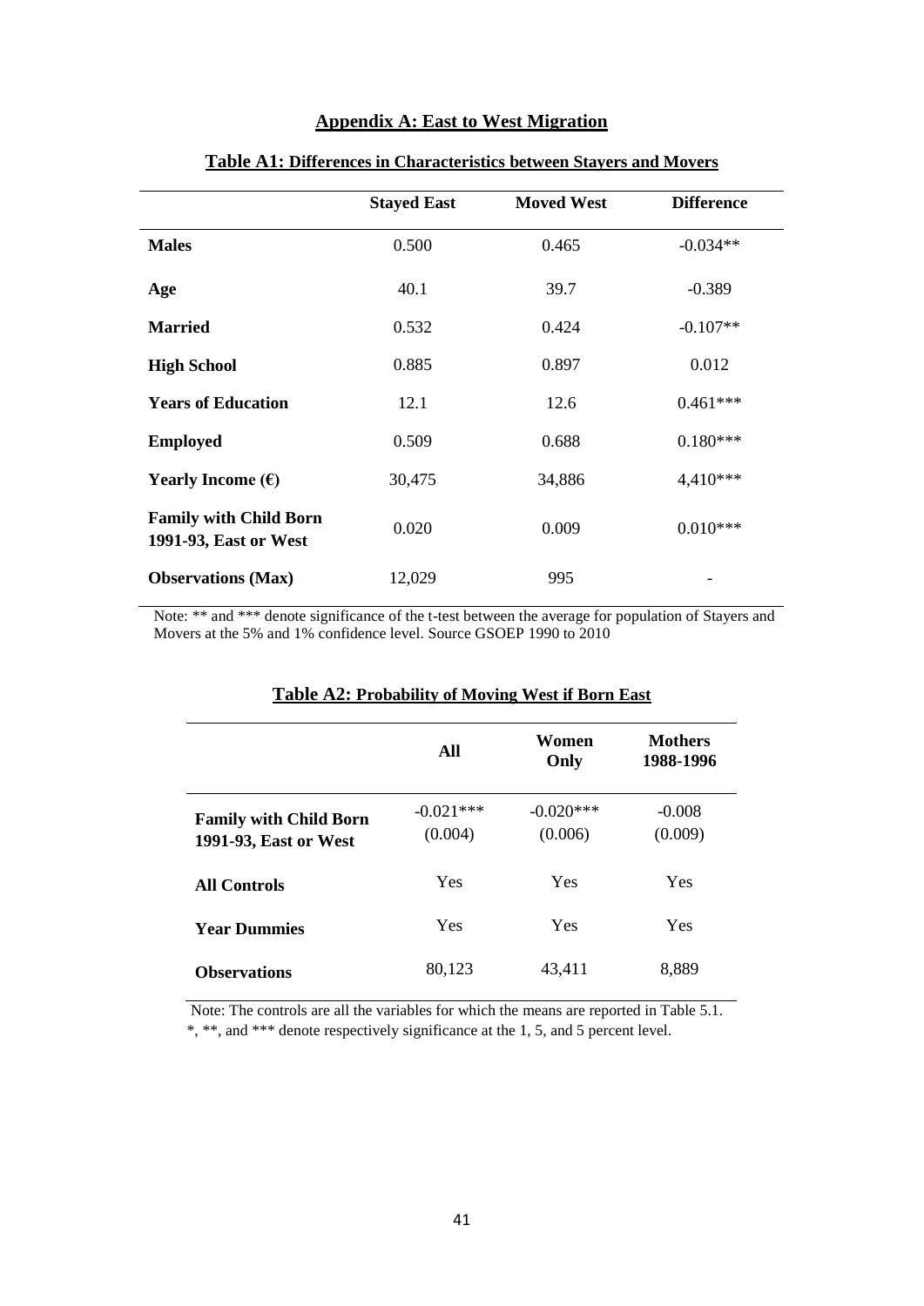## Appendix A: East to West Migration

**Table A1: Differences in Characteristics between Stayers and Movers**

| | Stayed East | Moved West | Difference |
|---|---|---|---|
| **Males** | 0.500 | 0.465 | -0.034** |
| **Age** | 40.1 | 39.7 | -0.389 |
| **Married** | 0.532 | 0.424 | -0.107** |
| **High School** | 0.885 | 0.897 | 0.012 |
| **Years of Education** | 12.1 | 12.6 | 0.461*** |
| **Employed** | 0.509 | 0.688 | 0.180*** |
| **Yearly Income (€)** | 30,475 | 34,886 | 4,410*** |
| **Family with Child Born 1991-93, East or West** | 0.020 | 0.009 | 0.010*** |
| **Observations (Max)** | 12,029 | 995 | - |

Note: ** and *** denote significance of the t-test between the average for population of Stayers and Movers at the 5% and 1% confidence level. Source GSOEP 1990 to 2010

**Table A2: Probability of Moving West if Born East**

| | All | Women Only | Mothers 1988-1996 |
|---|---|---|---|
| **Family with Child Born 1991-93, East or West** | -0.021***<br>(0.004) | -0.020***<br>(0.006) | -0.008<br>(0.009) |
| **All Controls** | Yes | Yes | Yes |
| **Year Dummies** | Yes | Yes | Yes |
| **Observations** | 80,123 | 43,411 | 8,889 |

Note: The controls are all the variables for which the means are reported in Table 5.1.
*, **, and *** denote respectively significance at the 1, 5, and 5 percent level.